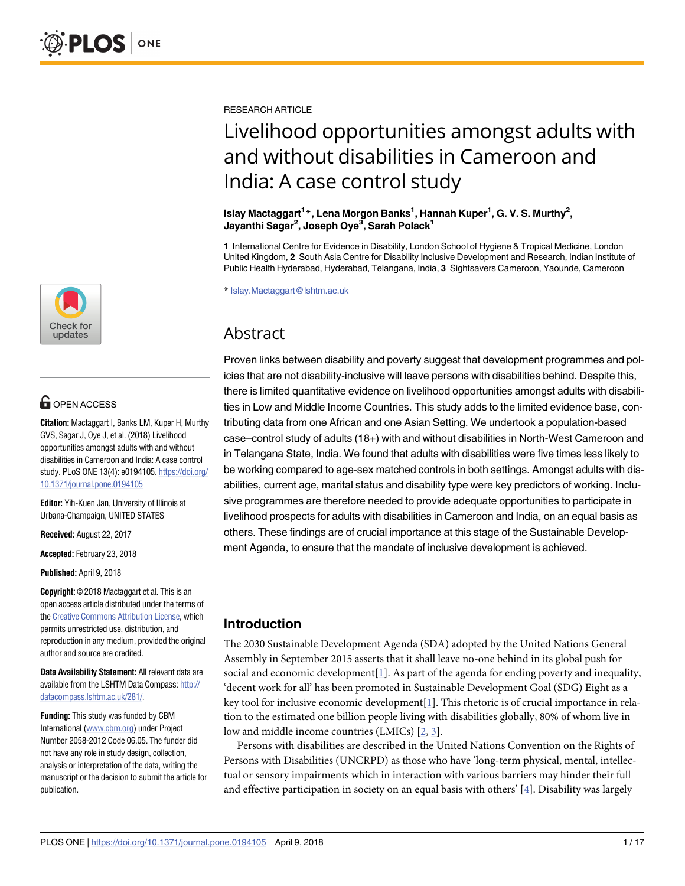RESEARCH ARTICLE

# Livelihood opportunities amongst adults with and without disabilities in Cameroon and India: A case control study

**Islay Mactaggart[1]*, Lena Morgon Banks[1], Hannah Kuper[1], G. V. S. Murthy[2], Jayanthi Sagar[2], Joseph Oye[3], Sarah Polack[1]**

**1** International Centre for Evidence in Disability, London School of Hygiene & Tropical Medicine, London United Kingdom, **2** South Asia Centre for Disability Inclusive Development and Research, Indian Institute of Public Health Hyderabad, Hyderabad, Telangana, India, **3** Sightsavers Cameroon, Yaounde, Cameroon

* Islay.Mactaggart@lshtm.ac.uk

OPEN ACCESS

**Citation:** Mactaggart I, Banks LM, Kuper H, Murthy GVS, Sagar J, Oye J, et al. (2018) Livelihood opportunities amongst adults with and without disabilities in Cameroon and India: A case control study. PLoS ONE 13(4): e0194105. https://doi.org/10.1371/journal.pone.0194105

**Editor:** Yih-Kuen Jan, University of Illinois at Urbana-Champaign, UNITED STATES

**Received:** August 22, 2017

**Accepted:** February 23, 2018

**Published:** April 9, 2018

**Copyright:** © 2018 Mactaggart et al. This is an open access article distributed under the terms of the Creative Commons Attribution License, which permits unrestricted use, distribution, and reproduction in any medium, provided the original author and source are credited.

**Data Availability Statement:** All relevant data are available from the LSHTM Data Compass: http://datacompass.lshtm.ac.uk/281/.

**Funding:** This study was funded by CBM International (www.cbm.org) under Project Number 2058-2012 Code 06.05. The funder did not have any role in study design, collection, analysis or interpretation of the data, writing the manuscript or the decision to submit the article for publication.

## Abstract

Proven links between disability and poverty suggest that development programmes and policies that are not disability-inclusive will leave persons with disabilities behind. Despite this, there is limited quantitative evidence on livelihood opportunities amongst adults with disabilities in Low and Middle Income Countries. This study adds to the limited evidence base, contributing data from one African and one Asian Setting. We undertook a population-based case–control study of adults (18+) with and without disabilities in North-West Cameroon and in Telangana State, India. We found that adults with disabilities were five times less likely to be working compared to age-sex matched controls in both settings. Amongst adults with disabilities, current age, marital status and disability type were key predictors of working. Inclusive programmes are therefore needed to provide adequate opportunities to participate in livelihood prospects for adults with disabilities in Cameroon and India, on an equal basis as others. These findings are of crucial importance at this stage of the Sustainable Development Agenda, to ensure that the mandate of inclusive development is achieved.

## Introduction

The 2030 Sustainable Development Agenda (SDA) adopted by the United Nations General Assembly in September 2015 asserts that it shall leave no-one behind in its global push for social and economic development[1]. As part of the agenda for ending poverty and inequality, 'decent work for all' has been promoted in Sustainable Development Goal (SDG) Eight as a key tool for inclusive economic development[1]. This rhetoric is of crucial importance in relation to the estimated one billion people living with disabilities globally, 80% of whom live in low and middle income countries (LMICs) [2, 3].

Persons with disabilities are described in the United Nations Convention on the Rights of Persons with Disabilities (UNCRPD) as those who have 'long-term physical, mental, intellectual or sensory impairments which in interaction with various barriers may hinder their full and effective participation in society on an equal basis with others' [4]. Disability was largely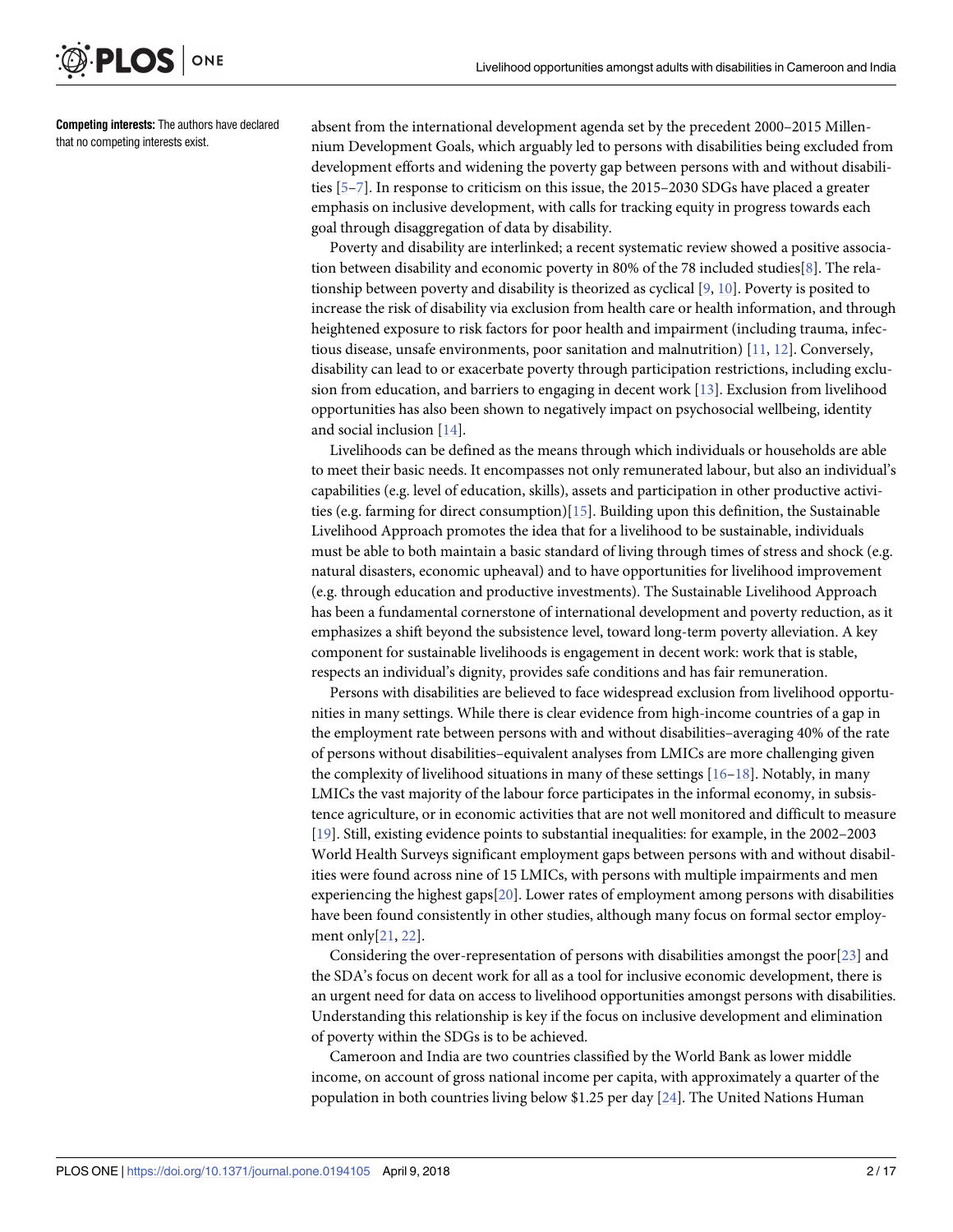**Competing interests:** The authors have declared that no competing interests exist.

absent from the international development agenda set by the precedent 2000–2015 Millennium Development Goals, which arguably led to persons with disabilities being excluded from development efforts and widening the poverty gap between persons with and without disabilities [5–7]. In response to criticism on this issue, the 2015–2030 SDGs have placed a greater emphasis on inclusive development, with calls for tracking equity in progress towards each goal through disaggregation of data by disability.

Poverty and disability are interlinked; a recent systematic review showed a positive association between disability and economic poverty in 80% of the 78 included studies[8]. The relationship between poverty and disability is theorized as cyclical [9, 10]. Poverty is posited to increase the risk of disability via exclusion from health care or health information, and through heightened exposure to risk factors for poor health and impairment (including trauma, infectious disease, unsafe environments, poor sanitation and malnutrition) [11, 12]. Conversely, disability can lead to or exacerbate poverty through participation restrictions, including exclusion from education, and barriers to engaging in decent work [13]. Exclusion from livelihood opportunities has also been shown to negatively impact on psychosocial wellbeing, identity and social inclusion [14].

Livelihoods can be defined as the means through which individuals or households are able to meet their basic needs. It encompasses not only remunerated labour, but also an individual's capabilities (e.g. level of education, skills), assets and participation in other productive activities (e.g. farming for direct consumption)[15]. Building upon this definition, the Sustainable Livelihood Approach promotes the idea that for a livelihood to be sustainable, individuals must be able to both maintain a basic standard of living through times of stress and shock (e.g. natural disasters, economic upheaval) and to have opportunities for livelihood improvement (e.g. through education and productive investments). The Sustainable Livelihood Approach has been a fundamental cornerstone of international development and poverty reduction, as it emphasizes a shift beyond the subsistence level, toward long-term poverty alleviation. A key component for sustainable livelihoods is engagement in decent work: work that is stable, respects an individual's dignity, provides safe conditions and has fair remuneration.

Persons with disabilities are believed to face widespread exclusion from livelihood opportunities in many settings. While there is clear evidence from high-income countries of a gap in the employment rate between persons with and without disabilities–averaging 40% of the rate of persons without disabilities–equivalent analyses from LMICs are more challenging given the complexity of livelihood situations in many of these settings [16–18]. Notably, in many LMICs the vast majority of the labour force participates in the informal economy, in subsistence agriculture, or in economic activities that are not well monitored and difficult to measure [19]. Still, existing evidence points to substantial inequalities: for example, in the 2002–2003 World Health Surveys significant employment gaps between persons with and without disabilities were found across nine of 15 LMICs, with persons with multiple impairments and men experiencing the highest gaps[20]. Lower rates of employment among persons with disabilities have been found consistently in other studies, although many focus on formal sector employment only[21, 22].

Considering the over-representation of persons with disabilities amongst the poor[23] and the SDA's focus on decent work for all as a tool for inclusive economic development, there is an urgent need for data on access to livelihood opportunities amongst persons with disabilities. Understanding this relationship is key if the focus on inclusive development and elimination of poverty within the SDGs is to be achieved.

Cameroon and India are two countries classified by the World Bank as lower middle income, on account of gross national income per capita, with approximately a quarter of the population in both countries living below $1.25 per day [24]. The United Nations Human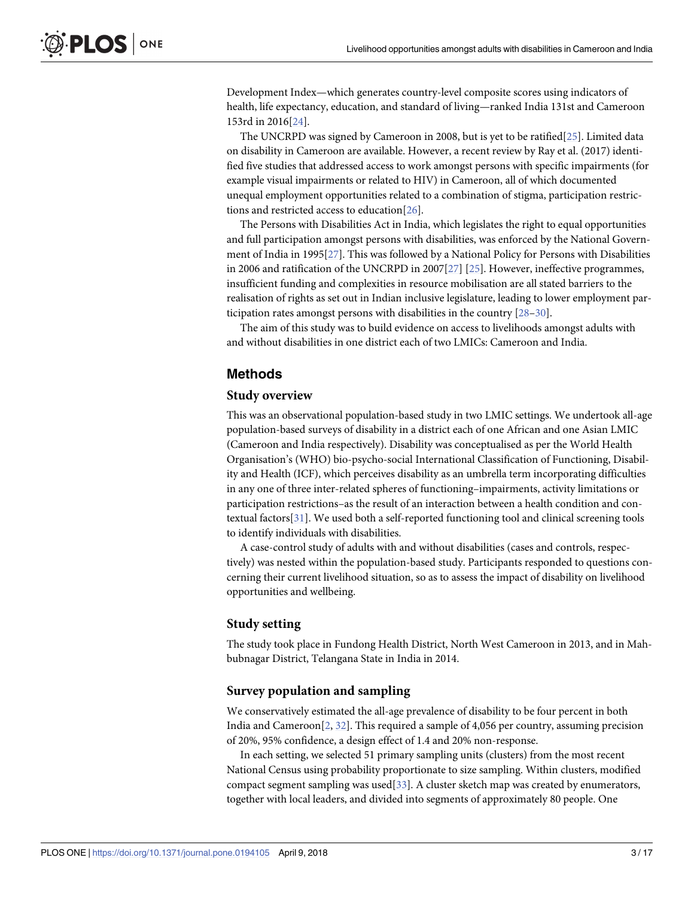Development Index—which generates country-level composite scores using indicators of health, life expectancy, education, and standard of living—ranked India 131st and Cameroon 153rd in 2016[24].

The UNCRPD was signed by Cameroon in 2008, but is yet to be ratified[25]. Limited data on disability in Cameroon are available. However, a recent review by Ray et al. (2017) identified five studies that addressed access to work amongst persons with specific impairments (for example visual impairments or related to HIV) in Cameroon, all of which documented unequal employment opportunities related to a combination of stigma, participation restrictions and restricted access to education[26].

The Persons with Disabilities Act in India, which legislates the right to equal opportunities and full participation amongst persons with disabilities, was enforced by the National Government of India in 1995[27]. This was followed by a National Policy for Persons with Disabilities in 2006 and ratification of the UNCRPD in 2007[27] [25]. However, ineffective programmes, insufficient funding and complexities in resource mobilisation are all stated barriers to the realisation of rights as set out in Indian inclusive legislature, leading to lower employment participation rates amongst persons with disabilities in the country [28–30].

The aim of this study was to build evidence on access to livelihoods amongst adults with and without disabilities in one district each of two LMICs: Cameroon and India.

## Methods

### Study overview

This was an observational population-based study in two LMIC settings. We undertook all-age population-based surveys of disability in a district each of one African and one Asian LMIC (Cameroon and India respectively). Disability was conceptualised as per the World Health Organisation's (WHO) bio-psycho-social International Classification of Functioning, Disability and Health (ICF), which perceives disability as an umbrella term incorporating difficulties in any one of three inter-related spheres of functioning–impairments, activity limitations or participation restrictions–as the result of an interaction between a health condition and contextual factors[31]. We used both a self-reported functioning tool and clinical screening tools to identify individuals with disabilities.

A case-control study of adults with and without disabilities (cases and controls, respectively) was nested within the population-based study. Participants responded to questions concerning their current livelihood situation, so as to assess the impact of disability on livelihood opportunities and wellbeing.

### Study setting

The study took place in Fundong Health District, North West Cameroon in 2013, and in Mahbubnagar District, Telangana State in India in 2014.

### Survey population and sampling

We conservatively estimated the all-age prevalence of disability to be four percent in both India and Cameroon[2, 32]. This required a sample of 4,056 per country, assuming precision of 20%, 95% confidence, a design effect of 1.4 and 20% non-response.

In each setting, we selected 51 primary sampling units (clusters) from the most recent National Census using probability proportionate to size sampling. Within clusters, modified compact segment sampling was used[33]. A cluster sketch map was created by enumerators, together with local leaders, and divided into segments of approximately 80 people. One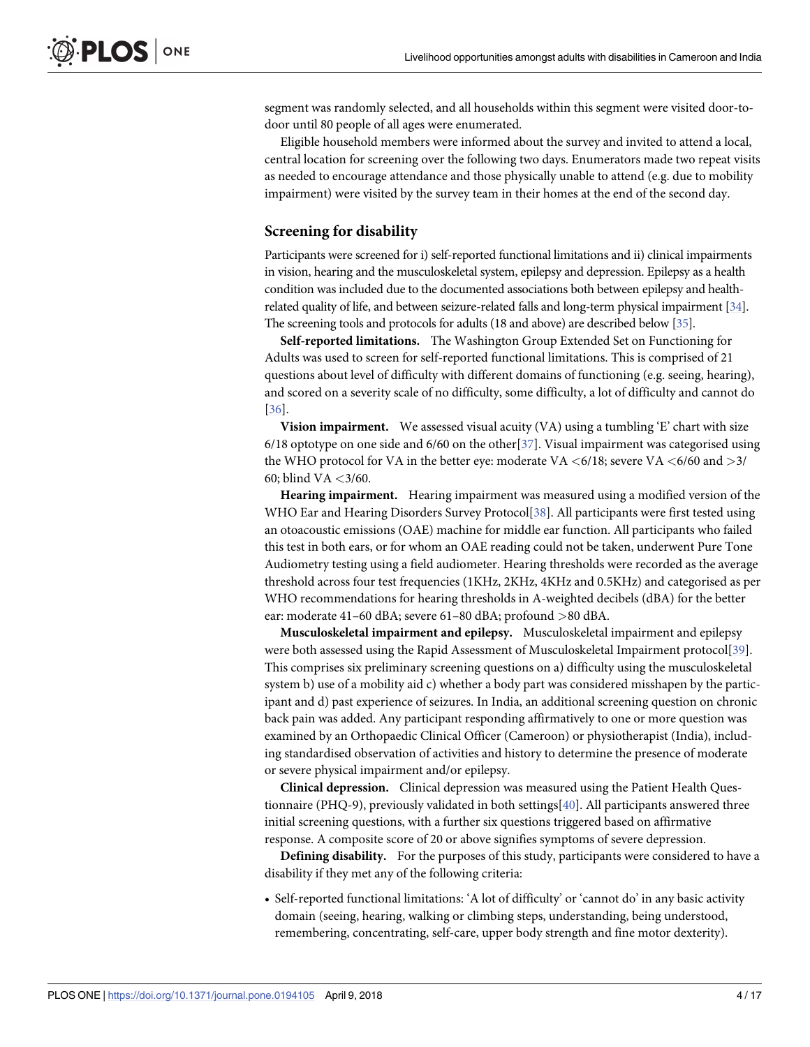segment was randomly selected, and all households within this segment were visited door-to-door until 80 people of all ages were enumerated.

Eligible household members were informed about the survey and invited to attend a local, central location for screening over the following two days. Enumerators made two repeat visits as needed to encourage attendance and those physically unable to attend (e.g. due to mobility impairment) were visited by the survey team in their homes at the end of the second day.

## Screening for disability

Participants were screened for i) self-reported functional limitations and ii) clinical impairments in vision, hearing and the musculoskeletal system, epilepsy and depression. Epilepsy as a health condition was included due to the documented associations both between epilepsy and health-related quality of life, and between seizure-related falls and long-term physical impairment [34]. The screening tools and protocols for adults (18 and above) are described below [35].

**Self-reported limitations.** The Washington Group Extended Set on Functioning for Adults was used to screen for self-reported functional limitations. This is comprised of 21 questions about level of difficulty with different domains of functioning (e.g. seeing, hearing), and scored on a severity scale of no difficulty, some difficulty, a lot of difficulty and cannot do [36].

**Vision impairment.** We assessed visual acuity (VA) using a tumbling 'E' chart with size 6/18 optotype on one side and 6/60 on the other[37]. Visual impairment was categorised using the WHO protocol for VA in the better eye: moderate VA <6/18; severe VA <6/60 and >3/60; blind VA <3/60.

**Hearing impairment.** Hearing impairment was measured using a modified version of the WHO Ear and Hearing Disorders Survey Protocol[38]. All participants were first tested using an otoacoustic emissions (OAE) machine for middle ear function. All participants who failed this test in both ears, or for whom an OAE reading could not be taken, underwent Pure Tone Audiometry testing using a field audiometer. Hearing thresholds were recorded as the average threshold across four test frequencies (1KHz, 2KHz, 4KHz and 0.5KHz) and categorised as per WHO recommendations for hearing thresholds in A-weighted decibels (dBA) for the better ear: moderate 41–60 dBA; severe 61–80 dBA; profound >80 dBA.

**Musculoskeletal impairment and epilepsy.** Musculoskeletal impairment and epilepsy were both assessed using the Rapid Assessment of Musculoskeletal Impairment protocol[39]. This comprises six preliminary screening questions on a) difficulty using the musculoskeletal system b) use of a mobility aid c) whether a body part was considered misshapen by the participant and d) past experience of seizures. In India, an additional screening question on chronic back pain was added. Any participant responding affirmatively to one or more question was examined by an Orthopaedic Clinical Officer (Cameroon) or physiotherapist (India), including standardised observation of activities and history to determine the presence of moderate or severe physical impairment and/or epilepsy.

**Clinical depression.** Clinical depression was measured using the Patient Health Questionnaire (PHQ-9), previously validated in both settings[40]. All participants answered three initial screening questions, with a further six questions triggered based on affirmative response. A composite score of 20 or above signifies symptoms of severe depression.

**Defining disability.** For the purposes of this study, participants were considered to have a disability if they met any of the following criteria:

- Self-reported functional limitations: 'A lot of difficulty' or 'cannot do' in any basic activity domain (seeing, hearing, walking or climbing steps, understanding, being understood, remembering, concentrating, self-care, upper body strength and fine motor dexterity).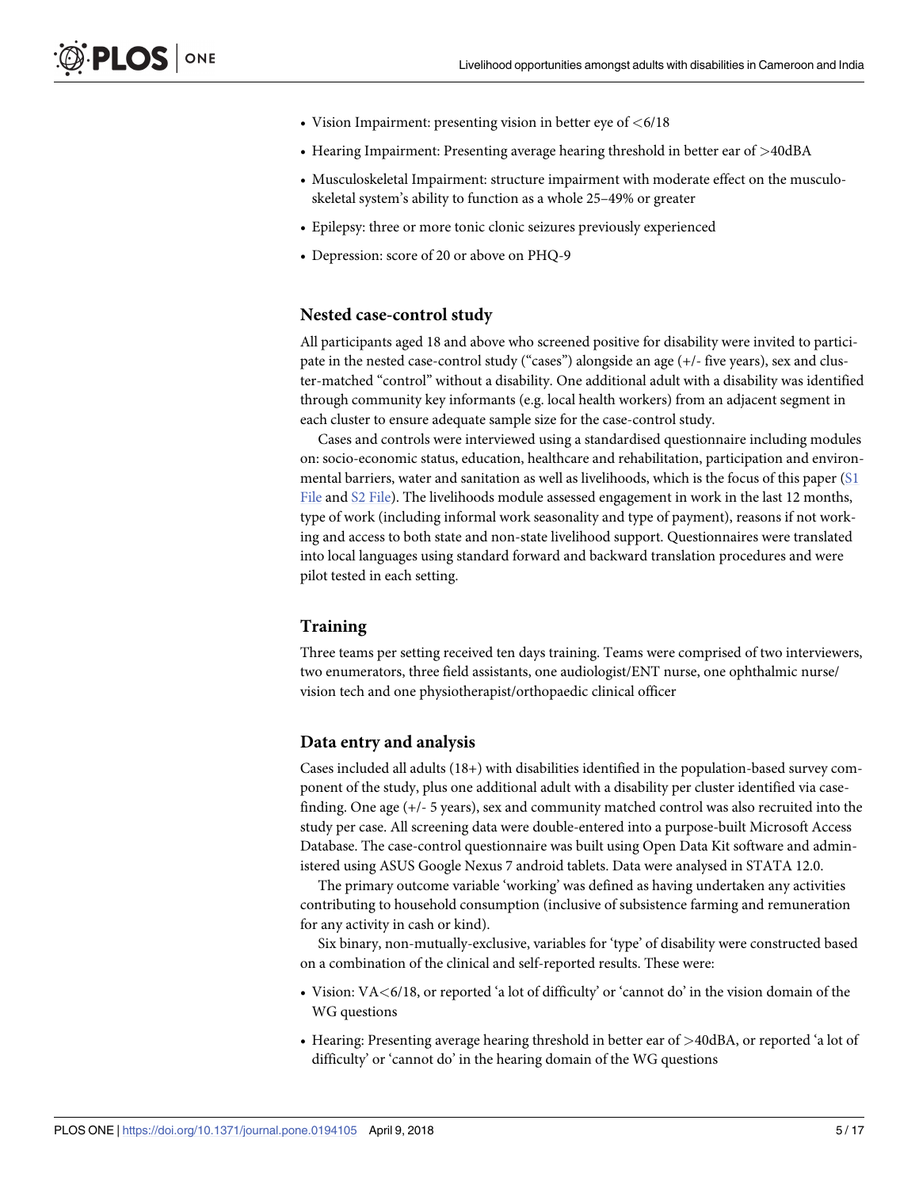- Vision Impairment: presenting vision in better eye of <6/18
- Hearing Impairment: Presenting average hearing threshold in better ear of >40dBA
- Musculoskeletal Impairment: structure impairment with moderate effect on the musculoskeletal system's ability to function as a whole 25–49% or greater
- Epilepsy: three or more tonic clonic seizures previously experienced
- Depression: score of 20 or above on PHQ-9

## Nested case-control study

All participants aged 18 and above who screened positive for disability were invited to participate in the nested case-control study ("cases") alongside an age (+/- five years), sex and cluster-matched "control" without a disability. One additional adult with a disability was identified through community key informants (e.g. local health workers) from an adjacent segment in each cluster to ensure adequate sample size for the case-control study.

Cases and controls were interviewed using a standardised questionnaire including modules on: socio-economic status, education, healthcare and rehabilitation, participation and environmental barriers, water and sanitation as well as livelihoods, which is the focus of this paper (S1 File and S2 File). The livelihoods module assessed engagement in work in the last 12 months, type of work (including informal work seasonality and type of payment), reasons if not working and access to both state and non-state livelihood support. Questionnaires were translated into local languages using standard forward and backward translation procedures and were pilot tested in each setting.

## Training

Three teams per setting received ten days training. Teams were comprised of two interviewers, two enumerators, three field assistants, one audiologist/ENT nurse, one ophthalmic nurse/vision tech and one physiotherapist/orthopaedic clinical officer

## Data entry and analysis

Cases included all adults (18+) with disabilities identified in the population-based survey component of the study, plus one additional adult with a disability per cluster identified via case-finding. One age (+/- 5 years), sex and community matched control was also recruited into the study per case. All screening data were double-entered into a purpose-built Microsoft Access Database. The case-control questionnaire was built using Open Data Kit software and administered using ASUS Google Nexus 7 android tablets. Data were analysed in STATA 12.0.

The primary outcome variable 'working' was defined as having undertaken any activities contributing to household consumption (inclusive of subsistence farming and remuneration for any activity in cash or kind).

Six binary, non-mutually-exclusive, variables for 'type' of disability were constructed based on a combination of the clinical and self-reported results. These were:

- Vision: VA<6/18, or reported 'a lot of difficulty' or 'cannot do' in the vision domain of the WG questions
- Hearing: Presenting average hearing threshold in better ear of >40dBA, or reported 'a lot of difficulty' or 'cannot do' in the hearing domain of the WG questions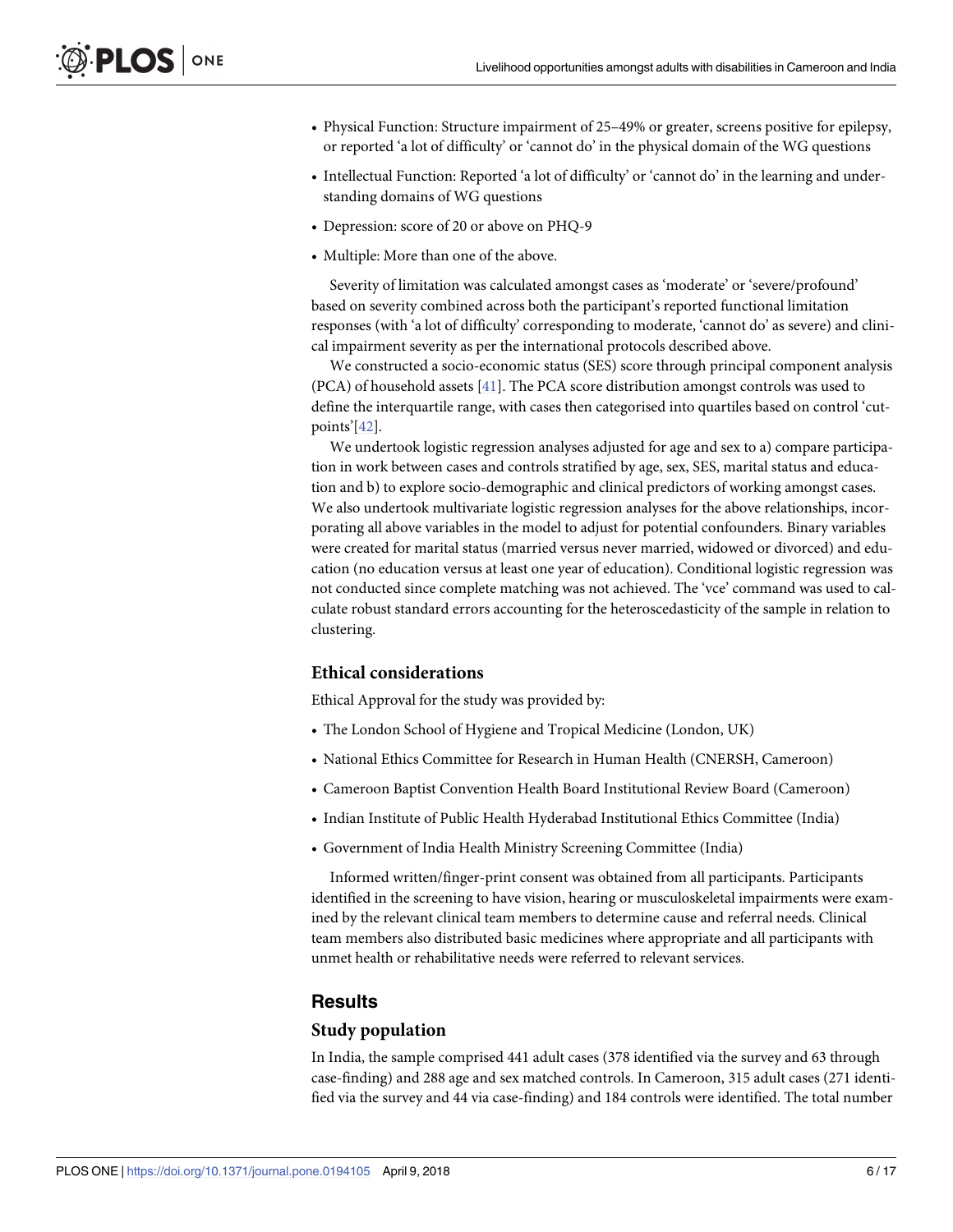- Physical Function: Structure impairment of 25–49% or greater, screens positive for epilepsy, or reported 'a lot of difficulty' or 'cannot do' in the physical domain of the WG questions
- Intellectual Function: Reported 'a lot of difficulty' or 'cannot do' in the learning and understanding domains of WG questions
- Depression: score of 20 or above on PHQ-9
- Multiple: More than one of the above.

Severity of limitation was calculated amongst cases as 'moderate' or 'severe/profound' based on severity combined across both the participant's reported functional limitation responses (with 'a lot of difficulty' corresponding to moderate, 'cannot do' as severe) and clinical impairment severity as per the international protocols described above.

We constructed a socio-economic status (SES) score through principal component analysis (PCA) of household assets [41]. The PCA score distribution amongst controls was used to define the interquartile range, with cases then categorised into quartiles based on control 'cut-points'[42].

We undertook logistic regression analyses adjusted for age and sex to a) compare participation in work between cases and controls stratified by age, sex, SES, marital status and education and b) to explore socio-demographic and clinical predictors of working amongst cases. We also undertook multivariate logistic regression analyses for the above relationships, incorporating all above variables in the model to adjust for potential confounders. Binary variables were created for marital status (married versus never married, widowed or divorced) and education (no education versus at least one year of education). Conditional logistic regression was not conducted since complete matching was not achieved. The 'vce' command was used to calculate robust standard errors accounting for the heteroscedasticity of the sample in relation to clustering.

### Ethical considerations

Ethical Approval for the study was provided by:

- The London School of Hygiene and Tropical Medicine (London, UK)
- National Ethics Committee for Research in Human Health (CNERSH, Cameroon)
- Cameroon Baptist Convention Health Board Institutional Review Board (Cameroon)
- Indian Institute of Public Health Hyderabad Institutional Ethics Committee (India)
- Government of India Health Ministry Screening Committee (India)

Informed written/finger-print consent was obtained from all participants. Participants identified in the screening to have vision, hearing or musculoskeletal impairments were examined by the relevant clinical team members to determine cause and referral needs. Clinical team members also distributed basic medicines where appropriate and all participants with unmet health or rehabilitative needs were referred to relevant services.

## Results

### Study population

In India, the sample comprised 441 adult cases (378 identified via the survey and 63 through case-finding) and 288 age and sex matched controls. In Cameroon, 315 adult cases (271 identified via the survey and 44 via case-finding) and 184 controls were identified. The total number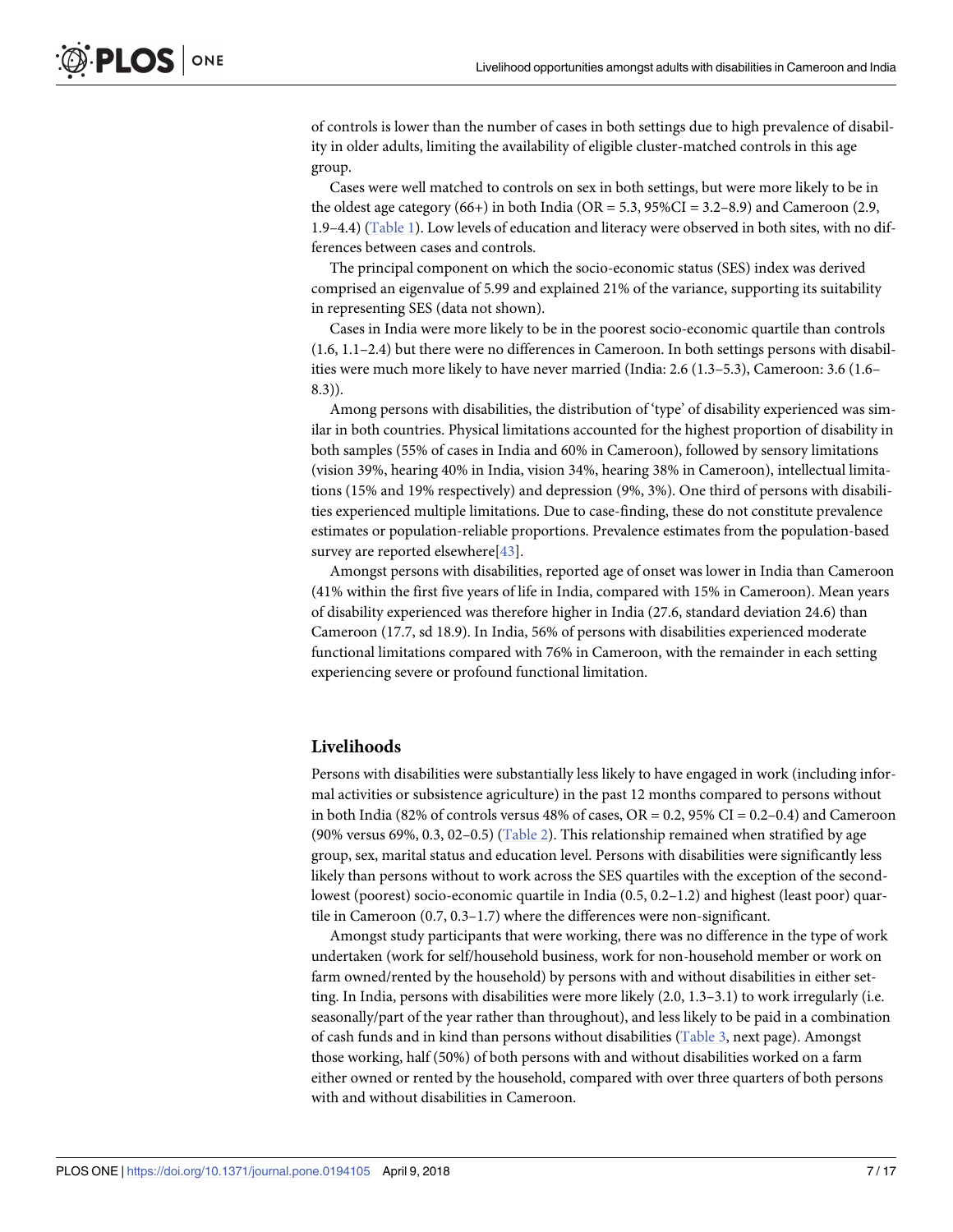of controls is lower than the number of cases in both settings due to high prevalence of disability in older adults, limiting the availability of eligible cluster-matched controls in this age group.

Cases were well matched to controls on sex in both settings, but were more likely to be in the oldest age category (66+) in both India (OR = 5.3, 95%CI = 3.2–8.9) and Cameroon (2.9, 1.9–4.4) (Table 1). Low levels of education and literacy were observed in both sites, with no differences between cases and controls.

The principal component on which the socio-economic status (SES) index was derived comprised an eigenvalue of 5.99 and explained 21% of the variance, supporting its suitability in representing SES (data not shown).

Cases in India were more likely to be in the poorest socio-economic quartile than controls (1.6, 1.1–2.4) but there were no differences in Cameroon. In both settings persons with disabilities were much more likely to have never married (India: 2.6 (1.3–5.3), Cameroon: 3.6 (1.6–8.3)).

Among persons with disabilities, the distribution of 'type' of disability experienced was similar in both countries. Physical limitations accounted for the highest proportion of disability in both samples (55% of cases in India and 60% in Cameroon), followed by sensory limitations (vision 39%, hearing 40% in India, vision 34%, hearing 38% in Cameroon), intellectual limitations (15% and 19% respectively) and depression (9%, 3%). One third of persons with disabilities experienced multiple limitations. Due to case-finding, these do not constitute prevalence estimates or population-reliable proportions. Prevalence estimates from the population-based survey are reported elsewhere[43].

Amongst persons with disabilities, reported age of onset was lower in India than Cameroon (41% within the first five years of life in India, compared with 15% in Cameroon). Mean years of disability experienced was therefore higher in India (27.6, standard deviation 24.6) than Cameroon (17.7, sd 18.9). In India, 56% of persons with disabilities experienced moderate functional limitations compared with 76% in Cameroon, with the remainder in each setting experiencing severe or profound functional limitation.

## Livelihoods

Persons with disabilities were substantially less likely to have engaged in work (including informal activities or subsistence agriculture) in the past 12 months compared to persons without in both India (82% of controls versus 48% of cases, OR = 0.2, 95% CI = 0.2–0.4) and Cameroon (90% versus 69%, 0.3, 02–0.5) (Table 2). This relationship remained when stratified by age group, sex, marital status and education level. Persons with disabilities were significantly less likely than persons without to work across the SES quartiles with the exception of the second-lowest (poorest) socio-economic quartile in India (0.5, 0.2–1.2) and highest (least poor) quartile in Cameroon (0.7, 0.3–1.7) where the differences were non-significant.

Amongst study participants that were working, there was no difference in the type of work undertaken (work for self/household business, work for non-household member or work on farm owned/rented by the household) by persons with and without disabilities in either setting. In India, persons with disabilities were more likely (2.0, 1.3–3.1) to work irregularly (i.e. seasonally/part of the year rather than throughout), and less likely to be paid in a combination of cash funds and in kind than persons without disabilities (Table 3, next page). Amongst those working, half (50%) of both persons with and without disabilities worked on a farm either owned or rented by the household, compared with over three quarters of both persons with and without disabilities in Cameroon.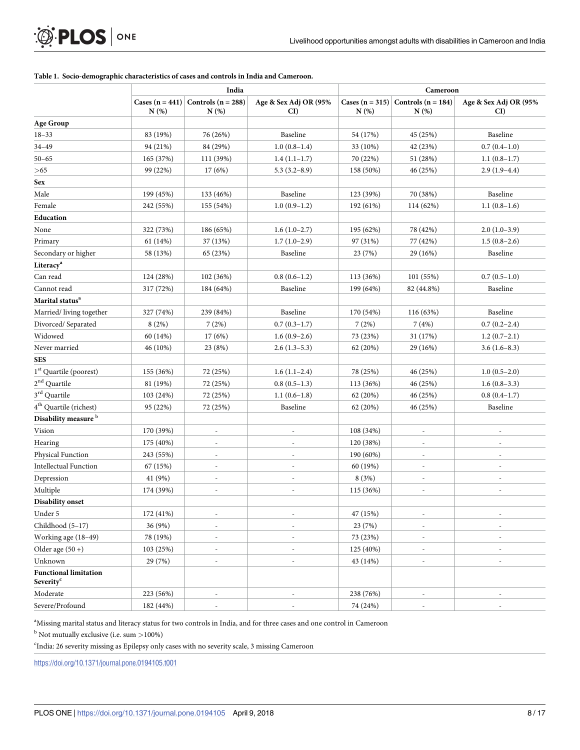**Table 1. Socio-demographic characteristics of cases and controls in India and Cameroon.**

| | India | | | Cameroon | | |
|---|---|---|---|---|---|---|
| | Cases (n = 441) N (%) | Controls (n = 288) N (%) | Age & Sex Adj OR (95% CI) | Cases (n = 315) N (%) | Controls (n = 184) N (%) | Age & Sex Adj OR (95% CI) |
| **Age Group** | | | | | | |
| 18–33 | 83 (19%) | 76 (26%) | Baseline | 54 (17%) | 45 (25%) | Baseline |
| 34–49 | 94 (21%) | 84 (29%) | 1.0 (0.8–1.4) | 33 (10%) | 42 (23%) | 0.7 (0.4–1.0) |
| 50–65 | 165 (37%) | 111 (39%) | 1.4 (1.1–1.7) | 70 (22%) | 51 (28%) | 1.1 (0.8–1.7) |
| >65 | 99 (22%) | 17 (6%) | 5.3 (3.2–8.9) | 158 (50%) | 46 (25%) | 2.9 (1.9–4.4) |
| **Sex** | | | | | | |
| Male | 199 (45%) | 133 (46%) | Baseline | 123 (39%) | 70 (38%) | Baseline |
| Female | 242 (55%) | 155 (54%) | 1.0 (0.9–1.2) | 192 (61%) | 114 (62%) | 1.1 (0.8–1.6) |
| **Education** | | | | | | |
| None | 322 (73%) | 186 (65%) | 1.6 (1.0–2.7) | 195 (62%) | 78 (42%) | 2.0 (1.0–3.9) |
| Primary | 61 (14%) | 37 (13%) | 1.7 (1.0–2.9) | 97 (31%) | 77 (42%) | 1.5 (0.8–2.6) |
| Secondary or higher | 58 (13%) | 65 (23%) | Baseline | 23 (7%) | 29 (16%) | Baseline |
| **Literacy**[a] | | | | | | |
| Can read | 124 (28%) | 102 (36%) | 0.8 (0.6–1.2) | 113 (36%) | 101 (55%) | 0.7 (0.5–1.0) |
| Cannot read | 317 (72%) | 184 (64%) | Baseline | 199 (64%) | 82 (44.8%) | Baseline |
| **Marital status**[a] | | | | | | |
| Married/ living together | 327 (74%) | 239 (84%) | Baseline | 170 (54%) | 116 (63%) | Baseline |
| Divorced/ Separated | 8 (2%) | 7 (2%) | 0.7 (0.3–1.7) | 7 (2%) | 7 (4%) | 0.7 (0.2–2.4) |
| Widowed | 60 (14%) | 17 (6%) | 1.6 (0.9–2.6) | 73 (23%) | 31 (17%) | 1.2 (0.7–2.1) |
| Never married | 46 (10%) | 23 (8%) | 2.6 (1.3–5.3) | 62 (20%) | 29 (16%) | 3.6 (1.6–8.3) |
| **SES** | | | | | | |
| 1st Quartile (poorest) | 155 (36%) | 72 (25%) | 1.6 (1.1–2.4) | 78 (25%) | 46 (25%) | 1.0 (0.5–2.0) |
| 2nd Quartile | 81 (19%) | 72 (25%) | 0.8 (0.5–1.3) | 113 (36%) | 46 (25%) | 1.6 (0.8–3.3) |
| 3rd Quartile | 103 (24%) | 72 (25%) | 1.1 (0.6–1.8) | 62 (20%) | 46 (25%) | 0.8 (0.4–1.7) |
| 4th Quartile (richest) | 95 (22%) | 72 (25%) | Baseline | 62 (20%) | 46 (25%) | Baseline |
| **Disability measure**[b] | | | | | | |
| Vision | 170 (39%) | - | - | 108 (34%) | - | - |
| Hearing | 175 (40%) | - | - | 120 (38%) | - | - |
| Physical Function | 243 (55%) | - | - | 190 (60%) | - | - |
| Intellectual Function | 67 (15%) | - | - | 60 (19%) | - | - |
| Depression | 41 (9%) | - | - | 8 (3%) | - | - |
| Multiple | 174 (39%) | - | - | 115 (36%) | - | - |
| **Disability onset** | | | | | | |
| Under 5 | 172 (41%) | - | - | 47 (15%) | - | - |
| Childhood (5–17) | 36 (9%) | - | - | 23 (7%) | - | - |
| Working age (18–49) | 78 (19%) | - | - | 73 (23%) | - | - |
| Older age (50 +) | 103 (25%) | - | - | 125 (40%) | - | - |
| Unknown | 29 (7%) | - | - | 43 (14%) | - | - |
| **Functional limitation Severity**[c] | | | | | | |
| Moderate | 223 (56%) | - | - | 238 (76%) | - | - |
| Severe/Profound | 182 (44%) | - | - | 74 (24%) | - | - |

[a]Missing marital status and literacy status for two controls in India, and for three cases and one control in Cameroon

[b] Not mutually exclusive (i.e. sum >100%)

[c]India: 26 severity missing as Epilepsy only cases with no severity scale, 3 missing Cameroon

https://doi.org/10.1371/journal.pone.0194105.t001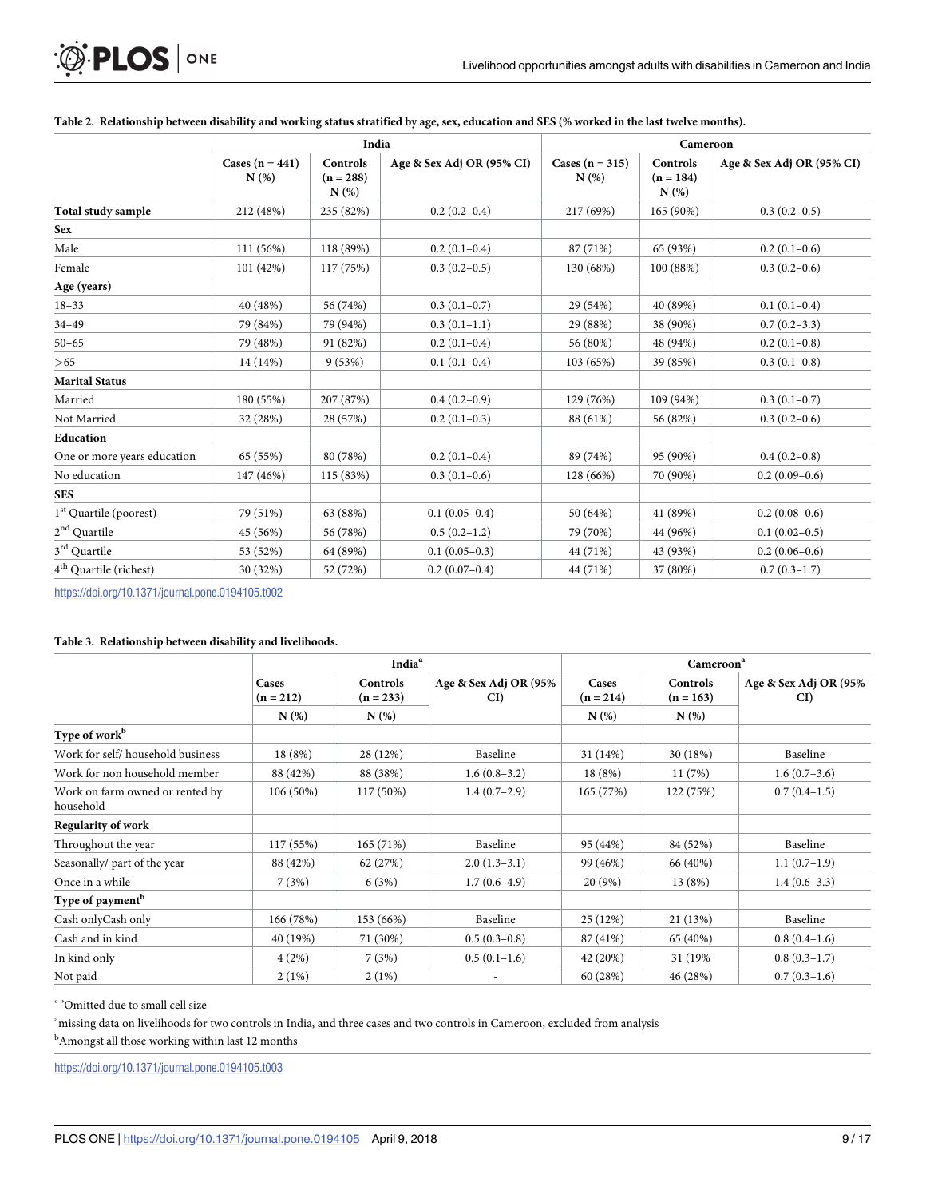**Table 2. Relationship between disability and working status stratified by age, sex, education and SES (% worked in the last twelve months).**

| | India | | | Cameroon | | |
|---|---|---|---|---|---|---|
| | Cases (n = 441) N (%) | Controls (n = 288) N (%) | Age & Sex Adj OR (95% CI) | Cases (n = 315) N (%) | Controls (n = 184) N (%) | Age & Sex Adj OR (95% CI) |
| **Total study sample** | 212 (48%) | 235 (82%) | 0.2 (0.2–0.4) | 217 (69%) | 165 (90%) | 0.3 (0.2–0.5) |
| **Sex** | | | | | | |
| Male | 111 (56%) | 118 (89%) | 0.2 (0.1–0.4) | 87 (71%) | 65 (93%) | 0.2 (0.1–0.6) |
| Female | 101 (42%) | 117 (75%) | 0.3 (0.2–0.5) | 130 (68%) | 100 (88%) | 0.3 (0.2–0.6) |
| **Age (years)** | | | | | | |
| 18–33 | 40 (48%) | 56 (74%) | 0.3 (0.1–0.7) | 29 (54%) | 40 (89%) | 0.1 (0.1–0.4) |
| 34–49 | 79 (84%) | 79 (94%) | 0.3 (0.1–1.1) | 29 (88%) | 38 (90%) | 0.7 (0.2–3.3) |
| 50–65 | 79 (48%) | 91 (82%) | 0.2 (0.1–0.4) | 56 (80%) | 48 (94%) | 0.2 (0.1–0.8) |
| >65 | 14 (14%) | 9 (53%) | 0.1 (0.1–0.4) | 103 (65%) | 39 (85%) | 0.3 (0.1–0.8) |
| **Marital Status** | | | | | | |
| Married | 180 (55%) | 207 (87%) | 0.4 (0.2–0.9) | 129 (76%) | 109 (94%) | 0.3 (0.1–0.7) |
| Not Married | 32 (28%) | 28 (57%) | 0.2 (0.1–0.3) | 88 (61%) | 56 (82%) | 0.3 (0.2–0.6) |
| **Education** | | | | | | |
| One or more years education | 65 (55%) | 80 (78%) | 0.2 (0.1–0.4) | 89 (74%) | 95 (90%) | 0.4 (0.2–0.8) |
| No education | 147 (46%) | 115 (83%) | 0.3 (0.1–0.6) | 128 (66%) | 70 (90%) | 0.2 (0.09–0.6) |
| **SES** | | | | | | |
| 1st Quartile (poorest) | 79 (51%) | 63 (88%) | 0.1 (0.05–0.4) | 50 (64%) | 41 (89%) | 0.2 (0.08–0.6) |
| 2nd Quartile | 45 (56%) | 56 (78%) | 0.5 (0.2–1.2) | 79 (70%) | 44 (96%) | 0.1 (0.02–0.5) |
| 3rd Quartile | 53 (52%) | 64 (89%) | 0.1 (0.05–0.3) | 44 (71%) | 43 (93%) | 0.2 (0.06–0.6) |
| 4th Quartile (richest) | 30 (32%) | 52 (72%) | 0.2 (0.07–0.4) | 44 (71%) | 37 (80%) | 0.7 (0.3–1.7) |

https://doi.org/10.1371/journal.pone.0194105.t002

**Table 3. Relationship between disability and livelihoods.**

| | India[a] | | | Cameroon[a] | | |
|---|---|---|---|---|---|---|
| | Cases (n = 212) N (%) | Controls (n = 233) N (%) | Age & Sex Adj OR (95% CI) | Cases (n = 214) N (%) | Controls (n = 163) N (%) | Age & Sex Adj OR (95% CI) |
| **Type of work[b]** | | | | | | |
| Work for self/ household business | 18 (8%) | 28 (12%) | Baseline | 31 (14%) | 30 (18%) | Baseline |
| Work for non household member | 88 (42%) | 88 (38%) | 1.6 (0.8–3.2) | 18 (8%) | 11 (7%) | 1.6 (0.7–3.6) |
| Work on farm owned or rented by household | 106 (50%) | 117 (50%) | 1.4 (0.7–2.9) | 165 (77%) | 122 (75%) | 0.7 (0.4–1.5) |
| **Regularity of work** | | | | | | |
| Throughout the year | 117 (55%) | 165 (71%) | Baseline | 95 (44%) | 84 (52%) | Baseline |
| Seasonally/ part of the year | 88 (42%) | 62 (27%) | 2.0 (1.3–3.1) | 99 (46%) | 66 (40%) | 1.1 (0.7–1.9) |
| Once in a while | 7 (3%) | 6 (3%) | 1.7 (0.6–4.9) | 20 (9%) | 13 (8%) | 1.4 (0.6–3.3) |
| **Type of payment[b]** | | | | | | |
| Cash onlyCash only | 166 (78%) | 153 (66%) | Baseline | 25 (12%) | 21 (13%) | Baseline |
| Cash and in kind | 40 (19%) | 71 (30%) | 0.5 (0.3–0.8) | 87 (41%) | 65 (40%) | 0.8 (0.4–1.6) |
| In kind only | 4 (2%) | 7 (3%) | 0.5 (0.1–1.6) | 42 (20%) | 31 (19% | 0.8 (0.3–1.7) |
| Not paid | 2 (1%) | 2 (1%) | - | 60 (28%) | 46 (28%) | 0.7 (0.3–1.6) |

'-'Omitted due to small cell size

[a]missing data on livelihoods for two controls in India, and three cases and two controls in Cameroon, excluded from analysis

[b]Amongst all those working within last 12 months

https://doi.org/10.1371/journal.pone.0194105.t003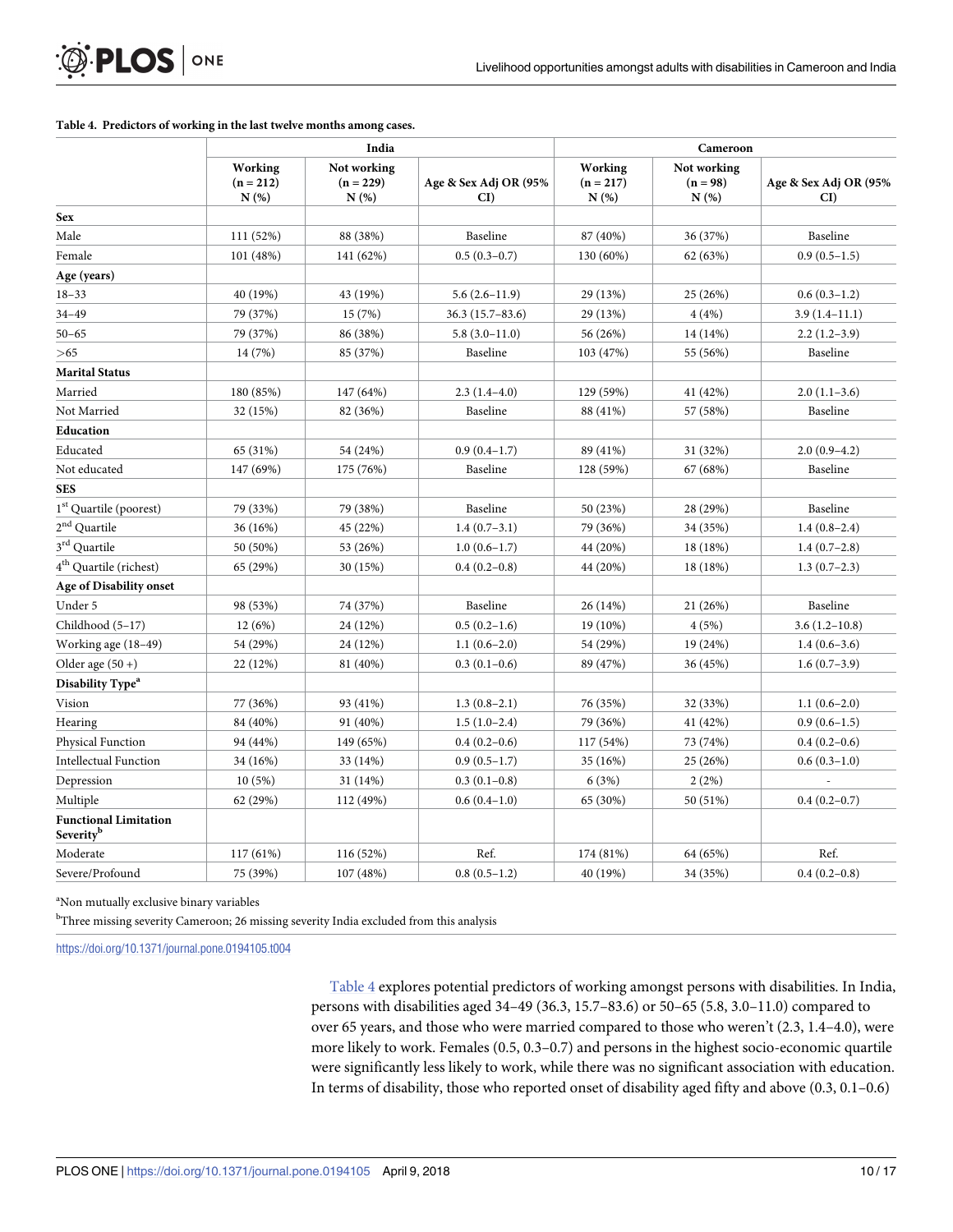**Table 4. Predictors of working in the last twelve months among cases.**

| | India | | | Cameroon | | |
|---|---|---|---|---|---|---|
| | Working (n = 212) N (%) | Not working (n = 229) N (%) | Age & Sex Adj OR (95% CI) | Working (n = 217) N (%) | Not working (n = 98) N (%) | Age & Sex Adj OR (95% CI) |
| **Sex** | | | | | | |
| Male | 111 (52%) | 88 (38%) | Baseline | 87 (40%) | 36 (37%) | Baseline |
| Female | 101 (48%) | 141 (62%) | 0.5 (0.3–0.7) | 130 (60%) | 62 (63%) | 0.9 (0.5–1.5) |
| **Age (years)** | | | | | | |
| 18–33 | 40 (19%) | 43 (19%) | 5.6 (2.6–11.9) | 29 (13%) | 25 (26%) | 0.6 (0.3–1.2) |
| 34–49 | 79 (37%) | 15 (7%) | 36.3 (15.7–83.6) | 29 (13%) | 4 (4%) | 3.9 (1.4–11.1) |
| 50–65 | 79 (37%) | 86 (38%) | 5.8 (3.0–11.0) | 56 (26%) | 14 (14%) | 2.2 (1.2–3.9) |
| >65 | 14 (7%) | 85 (37%) | Baseline | 103 (47%) | 55 (56%) | Baseline |
| **Marital Status** | | | | | | |
| Married | 180 (85%) | 147 (64%) | 2.3 (1.4–4.0) | 129 (59%) | 41 (42%) | 2.0 (1.1–3.6) |
| Not Married | 32 (15%) | 82 (36%) | Baseline | 88 (41%) | 57 (58%) | Baseline |
| **Education** | | | | | | |
| Educated | 65 (31%) | 54 (24%) | 0.9 (0.4–1.7) | 89 (41%) | 31 (32%) | 2.0 (0.9–4.2) |
| Not educated | 147 (69%) | 175 (76%) | Baseline | 128 (59%) | 67 (68%) | Baseline |
| **SES** | | | | | | |
| 1st Quartile (poorest) | 79 (33%) | 79 (38%) | Baseline | 50 (23%) | 28 (29%) | Baseline |
| 2nd Quartile | 36 (16%) | 45 (22%) | 1.4 (0.7–3.1) | 79 (36%) | 34 (35%) | 1.4 (0.8–2.4) |
| 3rd Quartile | 50 (50%) | 53 (26%) | 1.0 (0.6–1.7) | 44 (20%) | 18 (18%) | 1.4 (0.7–2.8) |
| 4th Quartile (richest) | 65 (29%) | 30 (15%) | 0.4 (0.2–0.8) | 44 (20%) | 18 (18%) | 1.3 (0.7–2.3) |
| **Age of Disability onset** | | | | | | |
| Under 5 | 98 (53%) | 74 (37%) | Baseline | 26 (14%) | 21 (26%) | Baseline |
| Childhood (5–17) | 12 (6%) | 24 (12%) | 0.5 (0.2–1.6) | 19 (10%) | 4 (5%) | 3.6 (1.2–10.8) |
| Working age (18–49) | 54 (29%) | 24 (12%) | 1.1 (0.6–2.0) | 54 (29%) | 19 (24%) | 1.4 (0.6–3.6) |
| Older age (50 +) | 22 (12%) | 81 (40%) | 0.3 (0.1–0.6) | 89 (47%) | 36 (45%) | 1.6 (0.7–3.9) |
| **Disability Type[a]** | | | | | | |
| Vision | 77 (36%) | 93 (41%) | 1.3 (0.8–2.1) | 76 (35%) | 32 (33%) | 1.1 (0.6–2.0) |
| Hearing | 84 (40%) | 91 (40%) | 1.5 (1.0–2.4) | 79 (36%) | 41 (42%) | 0.9 (0.6–1.5) |
| Physical Function | 94 (44%) | 149 (65%) | 0.4 (0.2–0.6) | 117 (54%) | 73 (74%) | 0.4 (0.2–0.6) |
| Intellectual Function | 34 (16%) | 33 (14%) | 0.9 (0.5–1.7) | 35 (16%) | 25 (26%) | 0.6 (0.3–1.0) |
| Depression | 10 (5%) | 31 (14%) | 0.3 (0.1–0.8) | 6 (3%) | 2 (2%) | - |
| Multiple | 62 (29%) | 112 (49%) | 0.6 (0.4–1.0) | 65 (30%) | 50 (51%) | 0.4 (0.2–0.7) |
| **Functional Limitation Severity[b]** | | | | | | |
| Moderate | 117 (61%) | 116 (52%) | Ref. | 174 (81%) | 64 (65%) | Ref. |
| Severe/Profound | 75 (39%) | 107 (48%) | 0.8 (0.5–1.2) | 40 (19%) | 34 (35%) | 0.4 (0.2–0.8) |

[a]Non mutually exclusive binary variables

[b]Three missing severity Cameroon; 26 missing severity India excluded from this analysis

https://doi.org/10.1371/journal.pone.0194105.t004

Table 4 explores potential predictors of working amongst persons with disabilities. In India, persons with disabilities aged 34–49 (36.3, 15.7–83.6) or 50–65 (5.8, 3.0–11.0) compared to over 65 years, and those who were married compared to those who weren't (2.3, 1.4–4.0), were more likely to work. Females (0.5, 0.3–0.7) and persons in the highest socio-economic quartile were significantly less likely to work, while there was no significant association with education. In terms of disability, those who reported onset of disability aged fifty and above (0.3, 0.1–0.6)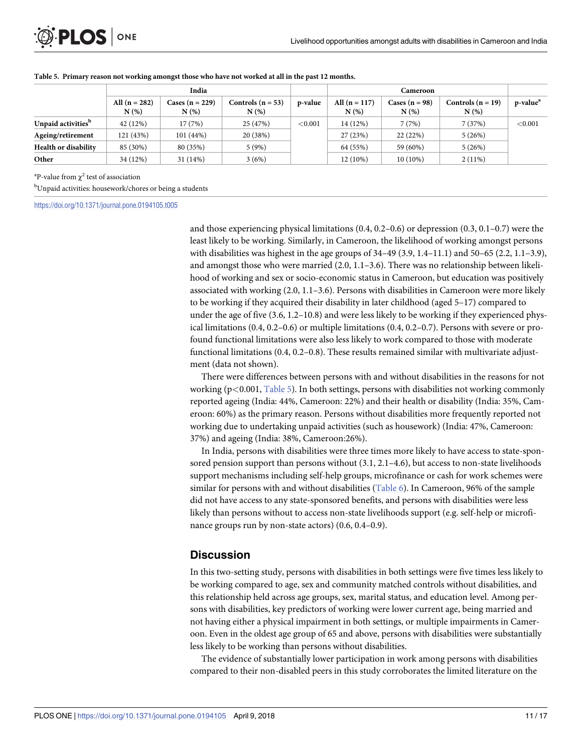**Table 5. Primary reason not working amongst those who have not worked at all in the past 12 months.**

| | India | | | | Cameroon | | | |
|---|---|---|---|---|---|---|---|---|
| | All (n = 282) N (%) | Cases (n = 229) N (%) | Controls (n = 53) N (%) | p-value | All (n = 117) N (%) | Cases (n = 98) N (%) | Controls (n = 19) N (%) | p-value[a] |
| **Unpaid activities[b]** | 42 (12%) | 17 (7%) | 25 (47%) | <0.001 | 14 (12%) | 7 (7%) | 7 (37%) | <0.001 |
| **Ageing/retirement** | 121 (43%) | 101 (44%) | 20 (38%) | | 27 (23%) | 22 (22%) | 5 (26%) | |
| **Health or disability** | 85 (30%) | 80 (35%) | 5 (9%) | | 64 (55%) | 59 (60%) | 5 (26%) | |
| **Other** | 34 (12%) | 31 (14%) | 3 (6%) | | 12 (10%) | 10 (10%) | 2 (11%) | |

[a]P-value from $\chi^2$ test of association

[b]Unpaid activities: housework/chores or being a students

https://doi.org/10.1371/journal.pone.0194105.t005

and those experiencing physical limitations (0.4, 0.2–0.6) or depression (0.3, 0.1–0.7) were the least likely to be working. Similarly, in Cameroon, the likelihood of working amongst persons with disabilities was highest in the age groups of 34–49 (3.9, 1.4–11.1) and 50–65 (2.2, 1.1–3.9), and amongst those who were married (2.0, 1.1–3.6). There was no relationship between likelihood of working and sex or socio-economic status in Cameroon, but education was positively associated with working (2.0, 1.1–3.6). Persons with disabilities in Cameroon were more likely to be working if they acquired their disability in later childhood (aged 5–17) compared to under the age of five (3.6, 1.2–10.8) and were less likely to be working if they experienced physical limitations (0.4, 0.2–0.6) or multiple limitations (0.4, 0.2–0.7). Persons with severe or profound functional limitations were also less likely to work compared to those with moderate functional limitations (0.4, 0.2–0.8). These results remained similar with multivariate adjustment (data not shown).

There were differences between persons with and without disabilities in the reasons for not working ($p<0.001$, Table 5). In both settings, persons with disabilities not working commonly reported ageing (India: 44%, Cameroon: 22%) and their health or disability (India: 35%, Cameroon: 60%) as the primary reason. Persons without disabilities more frequently reported not working due to undertaking unpaid activities (such as housework) (India: 47%, Cameroon: 37%) and ageing (India: 38%, Cameroon:26%).

In India, persons with disabilities were three times more likely to have access to state-sponsored pension support than persons without (3.1, 2.1–4.6), but access to non-state livelihoods support mechanisms including self-help groups, microfinance or cash for work schemes were similar for persons with and without disabilities (Table 6). In Cameroon, 96% of the sample did not have access to any state-sponsored benefits, and persons with disabilities were less likely than persons without to access non-state livelihoods support (e.g. self-help or microfinance groups run by non-state actors) (0.6, 0.4–0.9).

## Discussion

In this two-setting study, persons with disabilities in both settings were five times less likely to be working compared to age, sex and community matched controls without disabilities, and this relationship held across age groups, sex, marital status, and education level. Among persons with disabilities, key predictors of working were lower current age, being married and not having either a physical impairment in both settings, or multiple impairments in Cameroon. Even in the oldest age group of 65 and above, persons with disabilities were substantially less likely to be working than persons without disabilities.

The evidence of substantially lower participation in work among persons with disabilities compared to their non-disabled peers in this study corroborates the limited literature on the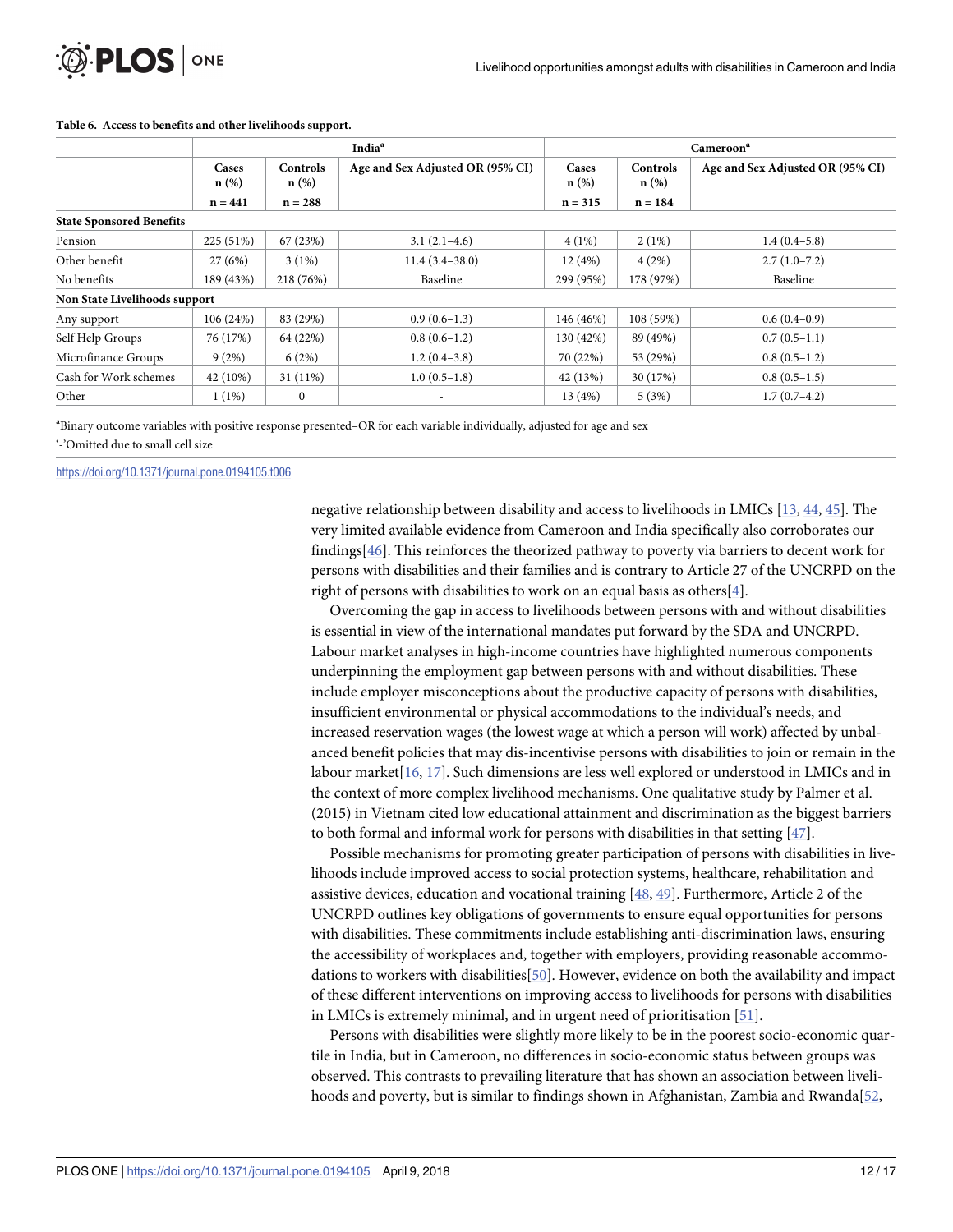**Table 6. Access to benefits and other livelihoods support.**

| | India[a] | | | Cameroon[a] | | |
|---|---|---|---|---|---|---|
| | Cases n (%) | Controls n (%) | Age and Sex Adjusted OR (95% CI) | Cases n (%) | Controls n (%) | Age and Sex Adjusted OR (95% CI) |
| | n = 441 | n = 288 | | n = 315 | n = 184 | |
| **State Sponsored Benefits** | | | | | | |
| Pension | 225 (51%) | 67 (23%) | 3.1 (2.1–4.6) | 4 (1%) | 2 (1%) | 1.4 (0.4–5.8) |
| Other benefit | 27 (6%) | 3 (1%) | 11.4 (3.4–38.0) | 12 (4%) | 4 (2%) | 2.7 (1.0–7.2) |
| No benefits | 189 (43%) | 218 (76%) | Baseline | 299 (95%) | 178 (97%) | Baseline |
| **Non State Livelihoods support** | | | | | | |
| Any support | 106 (24%) | 83 (29%) | 0.9 (0.6–1.3) | 146 (46%) | 108 (59%) | 0.6 (0.4–0.9) |
| Self Help Groups | 76 (17%) | 64 (22%) | 0.8 (0.6–1.2) | 130 (42%) | 89 (49%) | 0.7 (0.5–1.1) |
| Microfinance Groups | 9 (2%) | 6 (2%) | 1.2 (0.4–3.8) | 70 (22%) | 53 (29%) | 0.8 (0.5–1.2) |
| Cash for Work schemes | 42 (10%) | 31 (11%) | 1.0 (0.5–1.8) | 42 (13%) | 30 (17%) | 0.8 (0.5–1.5) |
| Other | 1 (1%) | 0 | - | 13 (4%) | 5 (3%) | 1.7 (0.7–4.2) |

[a]Binary outcome variables with positive response presented–OR for each variable individually, adjusted for age and sex

'-'Omitted due to small cell size

https://doi.org/10.1371/journal.pone.0194105.t006

negative relationship between disability and access to livelihoods in LMICs [13, 44, 45]. The very limited available evidence from Cameroon and India specifically also corroborates our findings[46]. This reinforces the theorized pathway to poverty via barriers to decent work for persons with disabilities and their families and is contrary to Article 27 of the UNCRPD on the right of persons with disabilities to work on an equal basis as others[4].

Overcoming the gap in access to livelihoods between persons with and without disabilities is essential in view of the international mandates put forward by the SDA and UNCRPD. Labour market analyses in high-income countries have highlighted numerous components underpinning the employment gap between persons with and without disabilities. These include employer misconceptions about the productive capacity of persons with disabilities, insufficient environmental or physical accommodations to the individual's needs, and increased reservation wages (the lowest wage at which a person will work) affected by unbalanced benefit policies that may dis-incentivise persons with disabilities to join or remain in the labour market[16, 17]. Such dimensions are less well explored or understood in LMICs and in the context of more complex livelihood mechanisms. One qualitative study by Palmer et al. (2015) in Vietnam cited low educational attainment and discrimination as the biggest barriers to both formal and informal work for persons with disabilities in that setting [47].

Possible mechanisms for promoting greater participation of persons with disabilities in livelihoods include improved access to social protection systems, healthcare, rehabilitation and assistive devices, education and vocational training [48, 49]. Furthermore, Article 2 of the UNCRPD outlines key obligations of governments to ensure equal opportunities for persons with disabilities. These commitments include establishing anti-discrimination laws, ensuring the accessibility of workplaces and, together with employers, providing reasonable accommodations to workers with disabilities[50]. However, evidence on both the availability and impact of these different interventions on improving access to livelihoods for persons with disabilities in LMICs is extremely minimal, and in urgent need of prioritisation [51].

Persons with disabilities were slightly more likely to be in the poorest socio-economic quartile in India, but in Cameroon, no differences in socio-economic status between groups was observed. This contrasts to prevailing literature that has shown an association between livelihoods and poverty, but is similar to findings shown in Afghanistan, Zambia and Rwanda[52,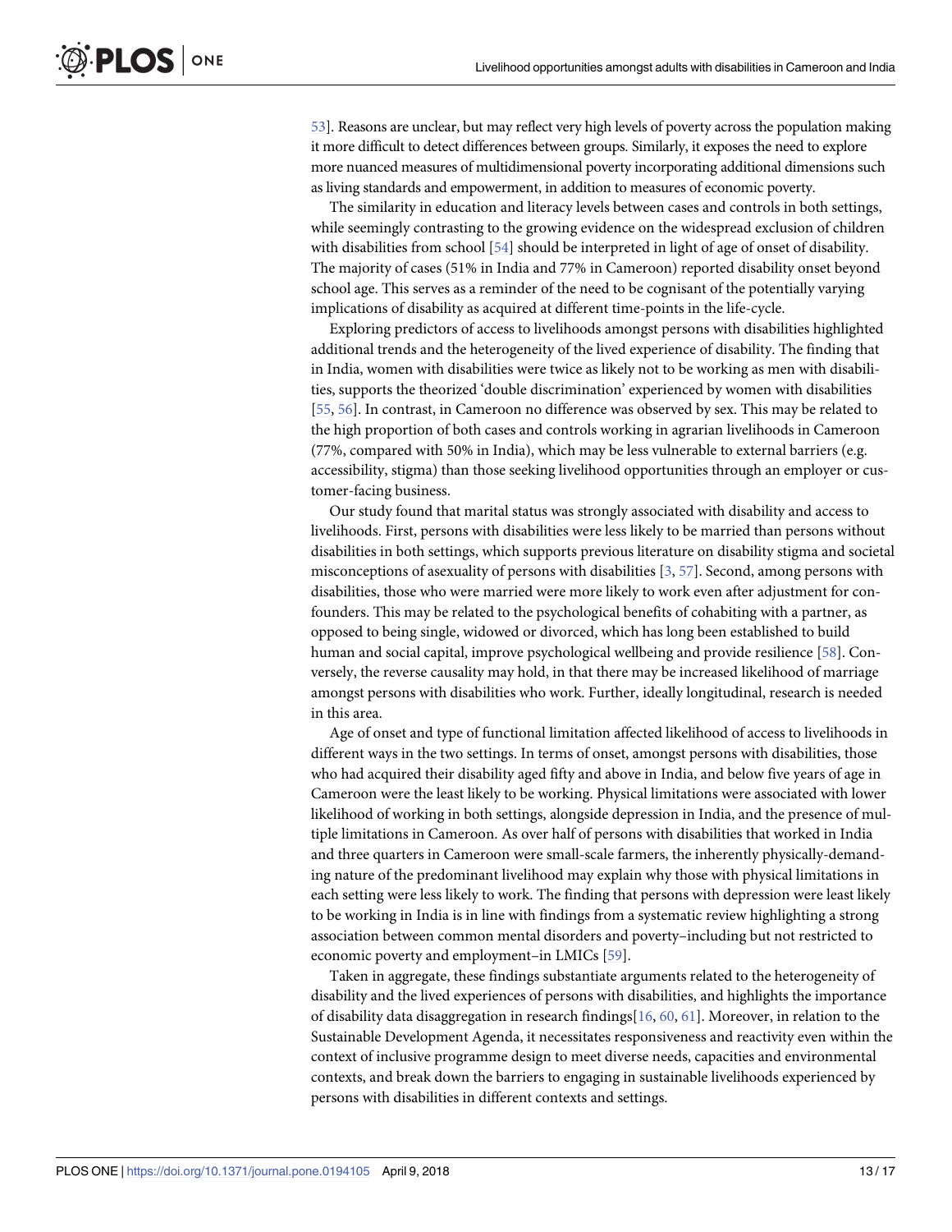53]. Reasons are unclear, but may reflect very high levels of poverty across the population making it more difficult to detect differences between groups. Similarly, it exposes the need to explore more nuanced measures of multidimensional poverty incorporating additional dimensions such as living standards and empowerment, in addition to measures of economic poverty.

The similarity in education and literacy levels between cases and controls in both settings, while seemingly contrasting to the growing evidence on the widespread exclusion of children with disabilities from school [54] should be interpreted in light of age of onset of disability. The majority of cases (51% in India and 77% in Cameroon) reported disability onset beyond school age. This serves as a reminder of the need to be cognisant of the potentially varying implications of disability as acquired at different time-points in the life-cycle.

Exploring predictors of access to livelihoods amongst persons with disabilities highlighted additional trends and the heterogeneity of the lived experience of disability. The finding that in India, women with disabilities were twice as likely not to be working as men with disabilities, supports the theorized 'double discrimination' experienced by women with disabilities [55, 56]. In contrast, in Cameroon no difference was observed by sex. This may be related to the high proportion of both cases and controls working in agrarian livelihoods in Cameroon (77%, compared with 50% in India), which may be less vulnerable to external barriers (e.g. accessibility, stigma) than those seeking livelihood opportunities through an employer or customer-facing business.

Our study found that marital status was strongly associated with disability and access to livelihoods. First, persons with disabilities were less likely to be married than persons without disabilities in both settings, which supports previous literature on disability stigma and societal misconceptions of asexuality of persons with disabilities [3, 57]. Second, among persons with disabilities, those who were married were more likely to work even after adjustment for confounders. This may be related to the psychological benefits of cohabiting with a partner, as opposed to being single, widowed or divorced, which has long been established to build human and social capital, improve psychological wellbeing and provide resilience [58]. Conversely, the reverse causality may hold, in that there may be increased likelihood of marriage amongst persons with disabilities who work. Further, ideally longitudinal, research is needed in this area.

Age of onset and type of functional limitation affected likelihood of access to livelihoods in different ways in the two settings. In terms of onset, amongst persons with disabilities, those who had acquired their disability aged fifty and above in India, and below five years of age in Cameroon were the least likely to be working. Physical limitations were associated with lower likelihood of working in both settings, alongside depression in India, and the presence of multiple limitations in Cameroon. As over half of persons with disabilities that worked in India and three quarters in Cameroon were small-scale farmers, the inherently physically-demanding nature of the predominant livelihood may explain why those with physical limitations in each setting were less likely to work. The finding that persons with depression were least likely to be working in India is in line with findings from a systematic review highlighting a strong association between common mental disorders and poverty–including but not restricted to economic poverty and employment–in LMICs [59].

Taken in aggregate, these findings substantiate arguments related to the heterogeneity of disability and the lived experiences of persons with disabilities, and highlights the importance of disability data disaggregation in research findings[16, 60, 61]. Moreover, in relation to the Sustainable Development Agenda, it necessitates responsiveness and reactivity even within the context of inclusive programme design to meet diverse needs, capacities and environmental contexts, and break down the barriers to engaging in sustainable livelihoods experienced by persons with disabilities in different contexts and settings.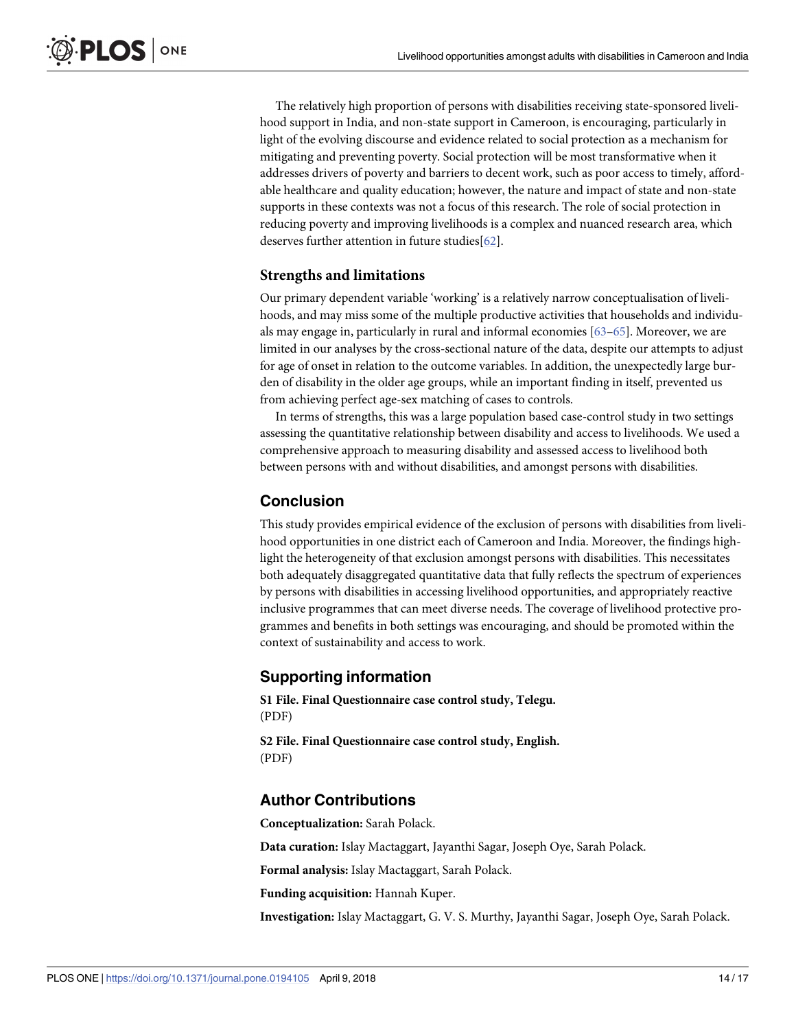The relatively high proportion of persons with disabilities receiving state-sponsored livelihood support in India, and non-state support in Cameroon, is encouraging, particularly in light of the evolving discourse and evidence related to social protection as a mechanism for mitigating and preventing poverty. Social protection will be most transformative when it addresses drivers of poverty and barriers to decent work, such as poor access to timely, affordable healthcare and quality education; however, the nature and impact of state and non-state supports in these contexts was not a focus of this research. The role of social protection in reducing poverty and improving livelihoods is a complex and nuanced research area, which deserves further attention in future studies[62].

### Strengths and limitations

Our primary dependent variable 'working' is a relatively narrow conceptualisation of livelihoods, and may miss some of the multiple productive activities that households and individuals may engage in, particularly in rural and informal economies [63–65]. Moreover, we are limited in our analyses by the cross-sectional nature of the data, despite our attempts to adjust for age of onset in relation to the outcome variables. In addition, the unexpectedly large burden of disability in the older age groups, while an important finding in itself, prevented us from achieving perfect age-sex matching of cases to controls.

In terms of strengths, this was a large population based case-control study in two settings assessing the quantitative relationship between disability and access to livelihoods. We used a comprehensive approach to measuring disability and assessed access to livelihood both between persons with and without disabilities, and amongst persons with disabilities.

## Conclusion

This study provides empirical evidence of the exclusion of persons with disabilities from livelihood opportunities in one district each of Cameroon and India. Moreover, the findings highlight the heterogeneity of that exclusion amongst persons with disabilities. This necessitates both adequately disaggregated quantitative data that fully reflects the spectrum of experiences by persons with disabilities in accessing livelihood opportunities, and appropriately reactive inclusive programmes that can meet diverse needs. The coverage of livelihood protective programmes and benefits in both settings was encouraging, and should be promoted within the context of sustainability and access to work.

## Supporting information

**S1 File. Final Questionnaire case control study, Telegu.**
(PDF)

**S2 File. Final Questionnaire case control study, English.**
(PDF)

## Author Contributions

**Conceptualization:** Sarah Polack.

**Data curation:** Islay Mactaggart, Jayanthi Sagar, Joseph Oye, Sarah Polack.

**Formal analysis:** Islay Mactaggart, Sarah Polack.

**Funding acquisition:** Hannah Kuper.

**Investigation:** Islay Mactaggart, G. V. S. Murthy, Jayanthi Sagar, Joseph Oye, Sarah Polack.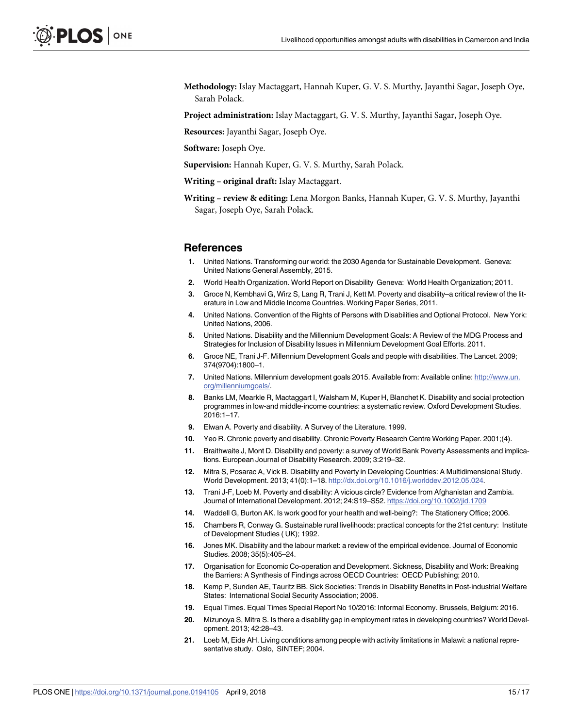**Methodology:** Islay Mactaggart, Hannah Kuper, G. V. S. Murthy, Jayanthi Sagar, Joseph Oye, Sarah Polack.

**Project administration:** Islay Mactaggart, G. V. S. Murthy, Jayanthi Sagar, Joseph Oye.

**Resources:** Jayanthi Sagar, Joseph Oye.

**Software:** Joseph Oye.

**Supervision:** Hannah Kuper, G. V. S. Murthy, Sarah Polack.

**Writing – original draft:** Islay Mactaggart.

**Writing – review & editing:** Lena Morgon Banks, Hannah Kuper, G. V. S. Murthy, Jayanthi Sagar, Joseph Oye, Sarah Polack.

## References

1. United Nations. Transforming our world: the 2030 Agenda for Sustainable Development. Geneva: United Nations General Assembly, 2015.
2. World Health Organization. World Report on Disability Geneva: World Health Organization; 2011.
3. Groce N, Kembhavi G, Wirz S, Lang R, Trani J, Kett M. Poverty and disability–a critical review of the literature in Low and Middle Income Countries. Working Paper Series, 2011.
4. United Nations. Convention of the Rights of Persons with Disabilities and Optional Protocol. New York: United Nations, 2006.
5. United Nations. Disability and the Millennium Development Goals: A Review of the MDG Process and Strategies for Inclusion of Disability Issues in Millennium Development Goal Efforts. 2011.
6. Groce NE, Trani J-F. Millennium Development Goals and people with disabilities. The Lancet. 2009; 374(9704):1800–1.
7. United Nations. Millennium development goals 2015. Available from: Available online: http://www.un.org/millenniumgoals/.
8. Banks LM, Mearkle R, Mactaggart I, Walsham M, Kuper H, Blanchet K. Disability and social protection programmes in low-and middle-income countries: a systematic review. Oxford Development Studies. 2016:1–17.
9. Elwan A. Poverty and disability. A Survey of the Literature. 1999.
10. Yeo R. Chronic poverty and disability. Chronic Poverty Research Centre Working Paper. 2001;(4).
11. Braithwaite J, Mont D. Disability and poverty: a survey of World Bank Poverty Assessments and implications. European Journal of Disability Research. 2009; 3:219–32.
12. Mitra S, Posarac A, Vick B. Disability and Poverty in Developing Countries: A Multidimensional Study. World Development. 2013; 41(0):1–18. http://dx.doi.org/10.1016/j.worlddev.2012.05.024.
13. Trani J-F, Loeb M. Poverty and disability: A vicious circle? Evidence from Afghanistan and Zambia. Journal of International Development. 2012; 24:S19–S52. https://doi.org/10.1002/jid.1709
14. Waddell G, Burton AK. Is work good for your health and well-being?: The Stationery Office; 2006.
15. Chambers R, Conway G. Sustainable rural livelihoods: practical concepts for the 21st century: Institute of Development Studies (UK); 1992.
16. Jones MK. Disability and the labour market: a review of the empirical evidence. Journal of Economic Studies. 2008; 35(5):405–24.
17. Organisation for Economic Co-operation and Development. Sickness, Disability and Work: Breaking the Barriers: A Synthesis of Findings across OECD Countries: OECD Publishing; 2010.
18. Kemp P, Sunden AE, Tauritz BB. Sick Societies: Trends in Disability Benefits in Post-industrial Welfare States: International Social Security Association; 2006.
19. Equal Times. Equal Times Special Report No 10/2016: Informal Economy. Brussels, Belgium: 2016.
20. Mizunoya S, Mitra S. Is there a disability gap in employment rates in developing countries? World Development. 2013; 42:28–43.
21. Loeb M, Eide AH. Living conditions among people with activity limitations in Malawi: a national representative study. Oslo, SINTEF; 2004.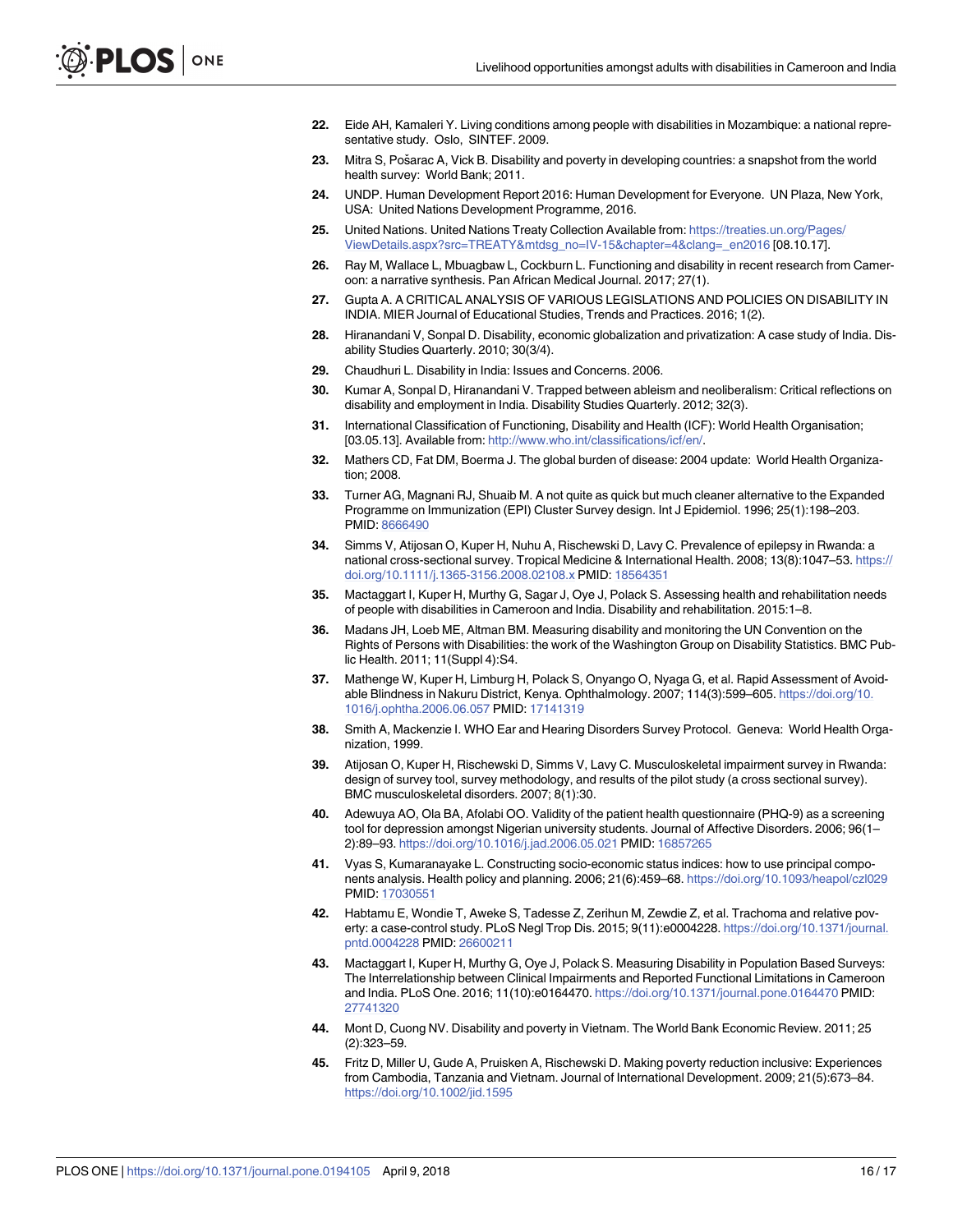22. Eide AH, Kamaleri Y. Living conditions among people with disabilities in Mozambique: a national representative study. Oslo, SINTEF. 2009.
23. Mitra S, Pošarac A, Vick B. Disability and poverty in developing countries: a snapshot from the world health survey: World Bank; 2011.
24. UNDP. Human Development Report 2016: Human Development for Everyone. UN Plaza, New York, USA: United Nations Development Programme, 2016.
25. United Nations. United Nations Treaty Collection Available from: https://treaties.un.org/Pages/ViewDetails.aspx?src=TREATY&mtdsg_no=IV-15&chapter=4&clang=_en2016 [08.10.17].
26. Ray M, Wallace L, Mbuagbaw L, Cockburn L. Functioning and disability in recent research from Cameroon: a narrative synthesis. Pan African Medical Journal. 2017; 27(1).
27. Gupta A. A CRITICAL ANALYSIS OF VARIOUS LEGISLATIONS AND POLICIES ON DISABILITY IN INDIA. MIER Journal of Educational Studies, Trends and Practices. 2016; 1(2).
28. Hiranandani V, Sonpal D. Disability, economic globalization and privatization: A case study of India. Disability Studies Quarterly. 2010; 30(3/4).
29. Chaudhuri L. Disability in India: Issues and Concerns. 2006.
30. Kumar A, Sonpal D, Hiranandani V. Trapped between ableism and neoliberalism: Critical reflections on disability and employment in India. Disability Studies Quarterly. 2012; 32(3).
31. International Classification of Functioning, Disability and Health (ICF): World Health Organisation; [03.05.13]. Available from: http://www.who.int/classifications/icf/en/.
32. Mathers CD, Fat DM, Boerma J. The global burden of disease: 2004 update: World Health Organization; 2008.
33. Turner AG, Magnani RJ, Shuaib M. A not quite as quick but much cleaner alternative to the Expanded Programme on Immunization (EPI) Cluster Survey design. Int J Epidemiol. 1996; 25(1):198–203. PMID: 8666490
34. Simms V, Atijosan O, Kuper H, Nuhu A, Rischewski D, Lavy C. Prevalence of epilepsy in Rwanda: a national cross-sectional survey. Tropical Medicine & International Health. 2008; 13(8):1047–53. https://doi.org/10.1111/j.1365-3156.2008.02108.x PMID: 18564351
35. Mactaggart I, Kuper H, Murthy G, Sagar J, Oye J, Polack S. Assessing health and rehabilitation needs of people with disabilities in Cameroon and India. Disability and rehabilitation. 2015:1–8.
36. Madans JH, Loeb ME, Altman BM. Measuring disability and monitoring the UN Convention on the Rights of Persons with Disabilities: the work of the Washington Group on Disability Statistics. BMC Public Health. 2011; 11(Suppl 4):S4.
37. Mathenge W, Kuper H, Limburg H, Polack S, Onyango O, Nyaga G, et al. Rapid Assessment of Avoidable Blindness in Nakuru District, Kenya. Ophthalmology. 2007; 114(3):599–605. https://doi.org/10.1016/j.ophtha.2006.06.057 PMID: 17141319
38. Smith A, Mackenzie I. WHO Ear and Hearing Disorders Survey Protocol. Geneva: World Health Organization, 1999.
39. Atijosan O, Kuper H, Rischewski D, Simms V, Lavy C. Musculoskeletal impairment survey in Rwanda: design of survey tool, survey methodology, and results of the pilot study (a cross sectional survey). BMC musculoskeletal disorders. 2007; 8(1):30.
40. Adewuya AO, Ola BA, Afolabi OO. Validity of the patient health questionnaire (PHQ-9) as a screening tool for depression amongst Nigerian university students. Journal of Affective Disorders. 2006; 96(1–2):89–93. https://doi.org/10.1016/j.jad.2006.05.021 PMID: 16857265
41. Vyas S, Kumaranayake L. Constructing socio-economic status indices: how to use principal components analysis. Health policy and planning. 2006; 21(6):459–68. https://doi.org/10.1093/heapol/czl029 PMID: 17030551
42. Habtamu E, Wondie T, Aweke S, Tadesse Z, Zerihun M, Zewdie Z, et al. Trachoma and relative poverty: a case-control study. PLoS Negl Trop Dis. 2015; 9(11):e0004228. https://doi.org/10.1371/journal.pntd.0004228 PMID: 26600211
43. Mactaggart I, Kuper H, Murthy G, Oye J, Polack S. Measuring Disability in Population Based Surveys: The Interrelationship between Clinical Impairments and Reported Functional Limitations in Cameroon and India. PLoS One. 2016; 11(10):e0164470. https://doi.org/10.1371/journal.pone.0164470 PMID: 27741320
44. Mont D, Cuong NV. Disability and poverty in Vietnam. The World Bank Economic Review. 2011; 25 (2):323–59.
45. Fritz D, Miller U, Gude A, Pruisken A, Rischewski D. Making poverty reduction inclusive: Experiences from Cambodia, Tanzania and Vietnam. Journal of International Development. 2009; 21(5):673–84. https://doi.org/10.1002/jid.1595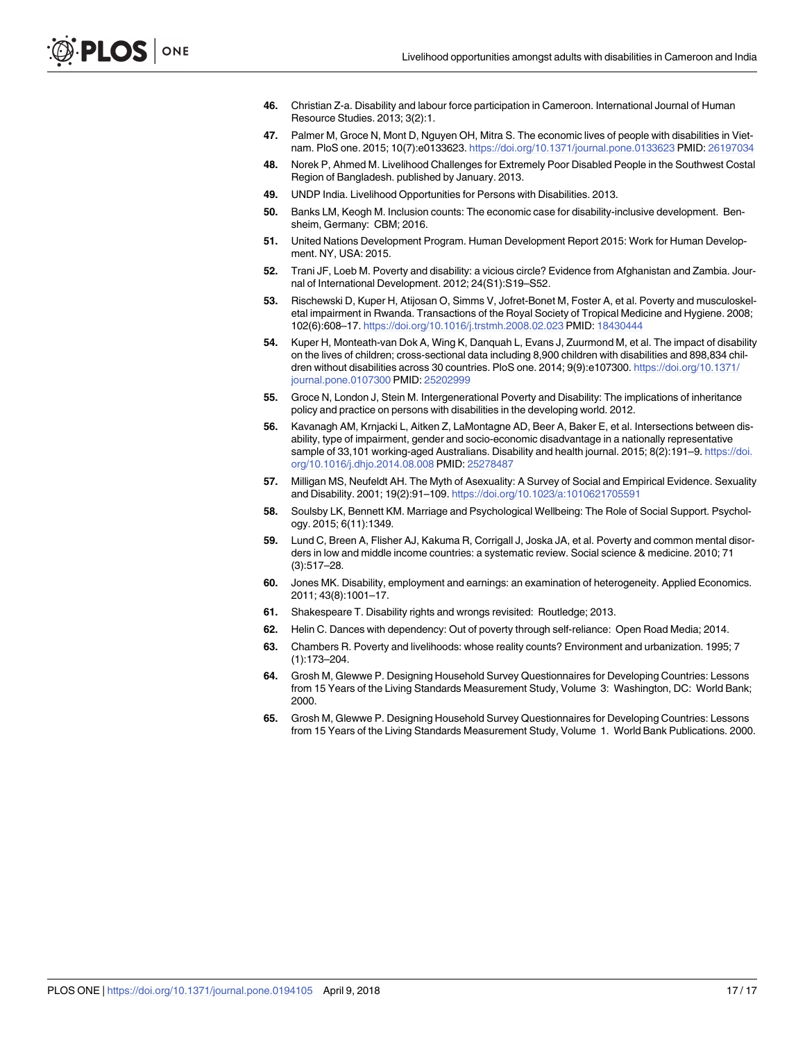46. Christian Z-a. Disability and labour force participation in Cameroon. International Journal of Human Resource Studies. 2013; 3(2):1.
47. Palmer M, Groce N, Mont D, Nguyen OH, Mitra S. The economic lives of people with disabilities in Vietnam. PloS one. 2015; 10(7):e0133623. https://doi.org/10.1371/journal.pone.0133623 PMID: 26197034
48. Norek P, Ahmed M. Livelihood Challenges for Extremely Poor Disabled People in the Southwest Costal Region of Bangladesh. published by January. 2013.
49. UNDP India. Livelihood Opportunities for Persons with Disabilities. 2013.
50. Banks LM, Keogh M. Inclusion counts: The economic case for disability-inclusive development. Bensheim, Germany: CBM; 2016.
51. United Nations Development Program. Human Development Report 2015: Work for Human Development. NY, USA: 2015.
52. Trani JF, Loeb M. Poverty and disability: a vicious circle? Evidence from Afghanistan and Zambia. Journal of International Development. 2012; 24(S1):S19–S52.
53. Rischewski D, Kuper H, Atijosan O, Simms V, Jofret-Bonet M, Foster A, et al. Poverty and musculoskeletal impairment in Rwanda. Transactions of the Royal Society of Tropical Medicine and Hygiene. 2008; 102(6):608–17. https://doi.org/10.1016/j.trstmh.2008.02.023 PMID: 18430444
54. Kuper H, Monteath-van Dok A, Wing K, Danquah L, Evans J, Zuurmond M, et al. The impact of disability on the lives of children; cross-sectional data including 8,900 children with disabilities and 898,834 children without disabilities across 30 countries. PloS one. 2014; 9(9):e107300. https://doi.org/10.1371/journal.pone.0107300 PMID: 25202999
55. Groce N, London J, Stein M. Intergenerational Poverty and Disability: The implications of inheritance policy and practice on persons with disabilities in the developing world. 2012.
56. Kavanagh AM, Krnjacki L, Aitken Z, LaMontagne AD, Beer A, Baker E, et al. Intersections between disability, type of impairment, gender and socio-economic disadvantage in a nationally representative sample of 33,101 working-aged Australians. Disability and health journal. 2015; 8(2):191–9. https://doi.org/10.1016/j.dhjo.2014.08.008 PMID: 25278487
57. Milligan MS, Neufeldt AH. The Myth of Asexuality: A Survey of Social and Empirical Evidence. Sexuality and Disability. 2001; 19(2):91–109. https://doi.org/10.1023/a:1010621705591
58. Soulsby LK, Bennett KM. Marriage and Psychological Wellbeing: The Role of Social Support. Psychology. 2015; 6(11):1349.
59. Lund C, Breen A, Flisher AJ, Kakuma R, Corrigall J, Joska JA, et al. Poverty and common mental disorders in low and middle income countries: a systematic review. Social science & medicine. 2010; 71 (3):517–28.
60. Jones MK. Disability, employment and earnings: an examination of heterogeneity. Applied Economics. 2011; 43(8):1001–17.
61. Shakespeare T. Disability rights and wrongs revisited: Routledge; 2013.
62. Helin C. Dances with dependency: Out of poverty through self-reliance: Open Road Media; 2014.
63. Chambers R. Poverty and livelihoods: whose reality counts? Environment and urbanization. 1995; 7 (1):173–204.
64. Grosh M, Glewwe P. Designing Household Survey Questionnaires for Developing Countries: Lessons from 15 Years of the Living Standards Measurement Study, Volume 3: Washington, DC: World Bank; 2000.
65. Grosh M, Glewwe P. Designing Household Survey Questionnaires for Developing Countries: Lessons from 15 Years of the Living Standards Measurement Study, Volume 1. World Bank Publications. 2000.